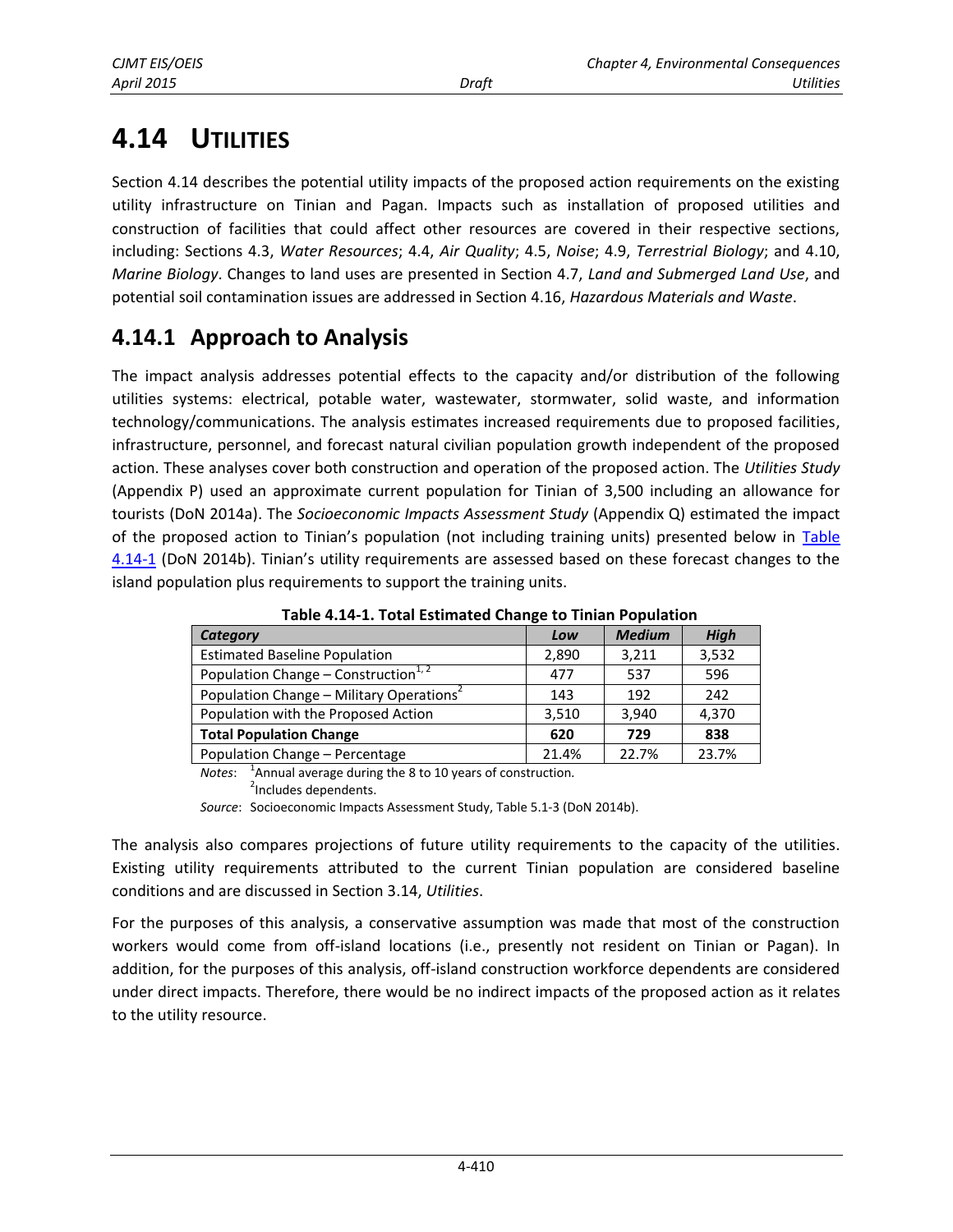# 4.14 UTILITIES

Section 4.14 describes the potential utility impacts of the proposed action requirements on the existing utility infrastructure on Tinian and Pagan. Impacts such as installation of proposed utilities and construction of facilities that could affect other resources are covered in their respective sections, including: Sections 4.3, *Water Resources*; 4.4, *Air Quality*; 4.5, *Noise*; 4.9, *Terrestrial Biology*; and 4.10, *Marine Biology*. Changes to land uses are presented in Section 4.7, *Land and Submerged Land Use*, and potential soil contamination issues are addressed in Section 4.16, *Hazardous Materials and Waste*.

## 4.14.1 Approach to Analysis

The impact analysis addresses potential effects to the capacity and/or distribution of the following utilities systems: electrical, potable water, wastewater, stormwater, solid waste, and information technology/communications. The analysis estimates increased requirements due to proposed facilities, infrastructure, personnel, and forecast natural civilian population growth independent of the proposed action. These analyses cover both construction and operation of the proposed action. The *Utilities Study* (Appendix P) used an approximate current population for Tinian of 3,500 including an allowance for tourists (DoN 2014a). The *Socioeconomic Impacts Assessment Study* (Appendix Q) estimated the impact of the proposed action to Tinian's population (not including training units) presented below in Table 4.14-1 (DoN 2014b). Tinian's utility requirements are assessed based on these forecast changes to the island population plus requirements to support the training units.

**Table 4.14-1. Total Estimated Change to Tinian Population**

| *Category* | *Low* | *Medium* | *High* |
|---|---|---|---|
| Estimated Baseline Population | 2,890 | 3,211 | 3,532 |
| Population Change – Construction[1, 2] | 477 | 537 | 596 |
| Population Change – Military Operations[2] | 143 | 192 | 242 |
| Population with the Proposed Action | 3,510 | 3,940 | 4,370 |
| **Total Population Change** | **620** | **729** | **838** |
| Population Change – Percentage | 21.4% | 22.7% | 23.7% |

*Notes*: [1]Annual average during the 8 to 10 years of construction.
[2]Includes dependents.

*Source*: Socioeconomic Impacts Assessment Study, Table 5.1-3 (DoN 2014b).

The analysis also compares projections of future utility requirements to the capacity of the utilities. Existing utility requirements attributed to the current Tinian population are considered baseline conditions and are discussed in Section 3.14, *Utilities*.

For the purposes of this analysis, a conservative assumption was made that most of the construction workers would come from off-island locations (i.e., presently not resident on Tinian or Pagan). In addition, for the purposes of this analysis, off-island construction workforce dependents are considered under direct impacts. Therefore, there would be no indirect impacts of the proposed action as it relates to the utility resource.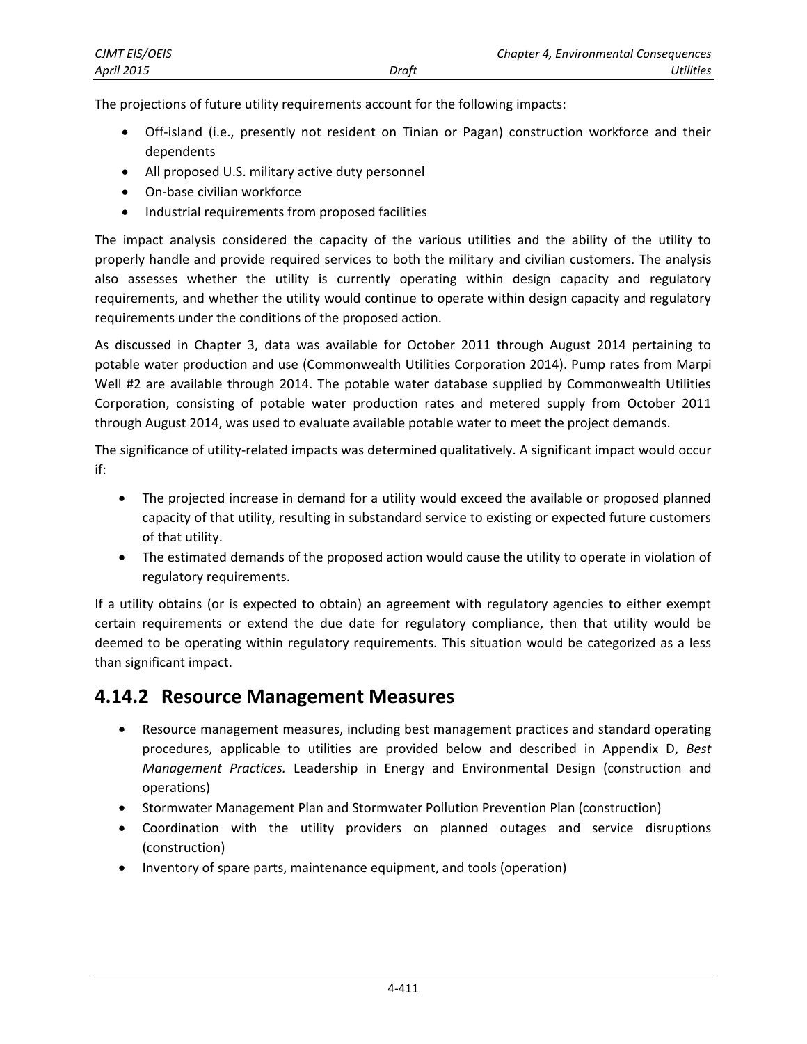The projections of future utility requirements account for the following impacts:

- Off-island (i.e., presently not resident on Tinian or Pagan) construction workforce and their dependents
- All proposed U.S. military active duty personnel
- On-base civilian workforce
- Industrial requirements from proposed facilities

The impact analysis considered the capacity of the various utilities and the ability of the utility to properly handle and provide required services to both the military and civilian customers. The analysis also assesses whether the utility is currently operating within design capacity and regulatory requirements, and whether the utility would continue to operate within design capacity and regulatory requirements under the conditions of the proposed action.

As discussed in Chapter 3, data was available for October 2011 through August 2014 pertaining to potable water production and use (Commonwealth Utilities Corporation 2014). Pump rates from Marpi Well #2 are available through 2014. The potable water database supplied by Commonwealth Utilities Corporation, consisting of potable water production rates and metered supply from October 2011 through August 2014, was used to evaluate available potable water to meet the project demands.

The significance of utility-related impacts was determined qualitatively. A significant impact would occur if:

- The projected increase in demand for a utility would exceed the available or proposed planned capacity of that utility, resulting in substandard service to existing or expected future customers of that utility.
- The estimated demands of the proposed action would cause the utility to operate in violation of regulatory requirements.

If a utility obtains (or is expected to obtain) an agreement with regulatory agencies to either exempt certain requirements or extend the due date for regulatory compliance, then that utility would be deemed to be operating within regulatory requirements. This situation would be categorized as a less than significant impact.

## 4.14.2 Resource Management Measures

- Resource management measures, including best management practices and standard operating procedures, applicable to utilities are provided below and described in Appendix D, *Best Management Practices.* Leadership in Energy and Environmental Design (construction and operations)
- Stormwater Management Plan and Stormwater Pollution Prevention Plan (construction)
- Coordination with the utility providers on planned outages and service disruptions (construction)
- Inventory of spare parts, maintenance equipment, and tools (operation)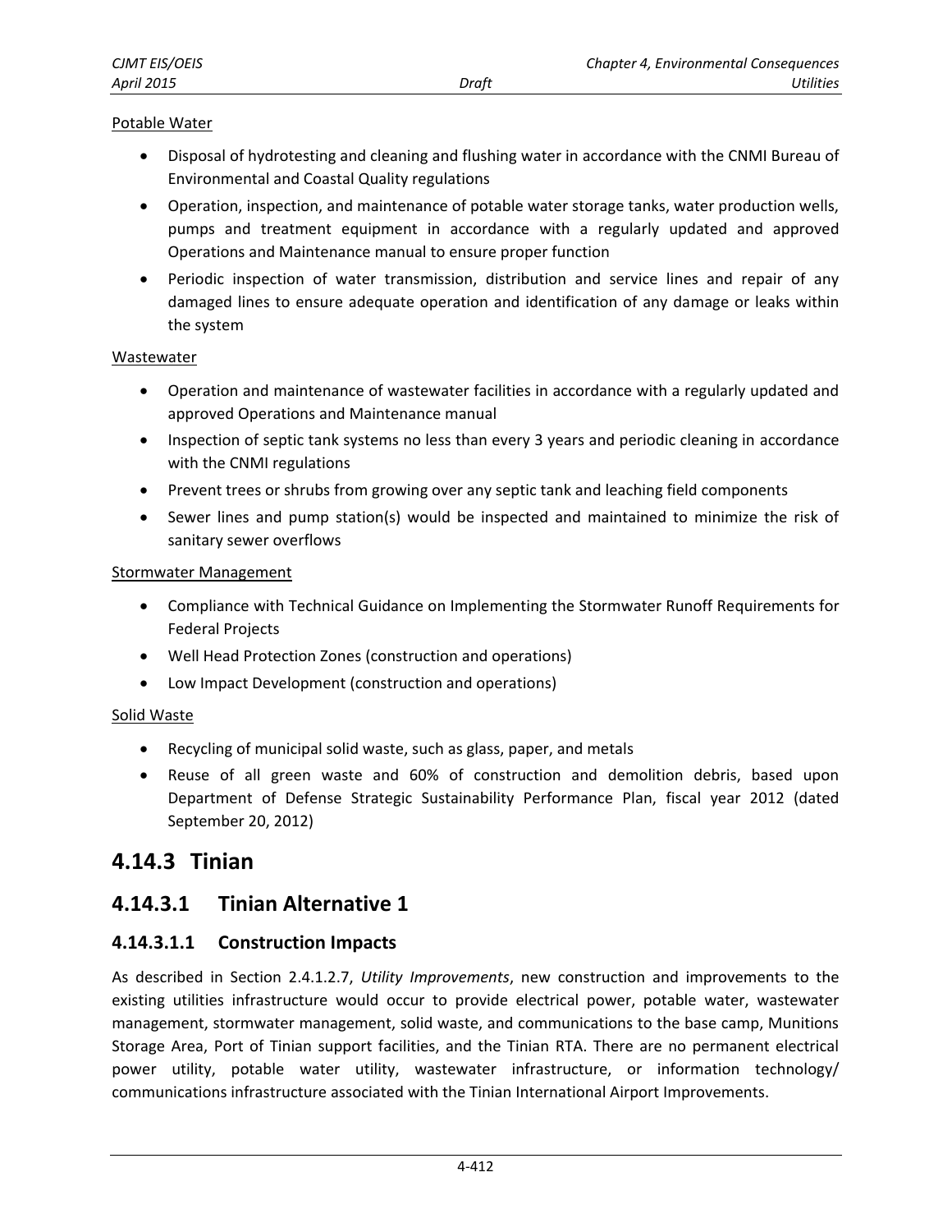Potable Water

- Disposal of hydrotesting and cleaning and flushing water in accordance with the CNMI Bureau of Environmental and Coastal Quality regulations
- Operation, inspection, and maintenance of potable water storage tanks, water production wells, pumps and treatment equipment in accordance with a regularly updated and approved Operations and Maintenance manual to ensure proper function
- Periodic inspection of water transmission, distribution and service lines and repair of any damaged lines to ensure adequate operation and identification of any damage or leaks within the system

Wastewater

- Operation and maintenance of wastewater facilities in accordance with a regularly updated and approved Operations and Maintenance manual
- Inspection of septic tank systems no less than every 3 years and periodic cleaning in accordance with the CNMI regulations
- Prevent trees or shrubs from growing over any septic tank and leaching field components
- Sewer lines and pump station(s) would be inspected and maintained to minimize the risk of sanitary sewer overflows

Stormwater Management

- Compliance with Technical Guidance on Implementing the Stormwater Runoff Requirements for Federal Projects
- Well Head Protection Zones (construction and operations)
- Low Impact Development (construction and operations)

Solid Waste

- Recycling of municipal solid waste, such as glass, paper, and metals
- Reuse of all green waste and 60% of construction and demolition debris, based upon Department of Defense Strategic Sustainability Performance Plan, fiscal year 2012 (dated September 20, 2012)

## 4.14.3 Tinian

### 4.14.3.1 Tinian Alternative 1

#### 4.14.3.1.1 Construction Impacts

As described in Section 2.4.1.2.7, *Utility Improvements*, new construction and improvements to the existing utilities infrastructure would occur to provide electrical power, potable water, wastewater management, stormwater management, solid waste, and communications to the base camp, Munitions Storage Area, Port of Tinian support facilities, and the Tinian RTA. There are no permanent electrical power utility, potable water utility, wastewater infrastructure, or information technology/ communications infrastructure associated with the Tinian International Airport Improvements.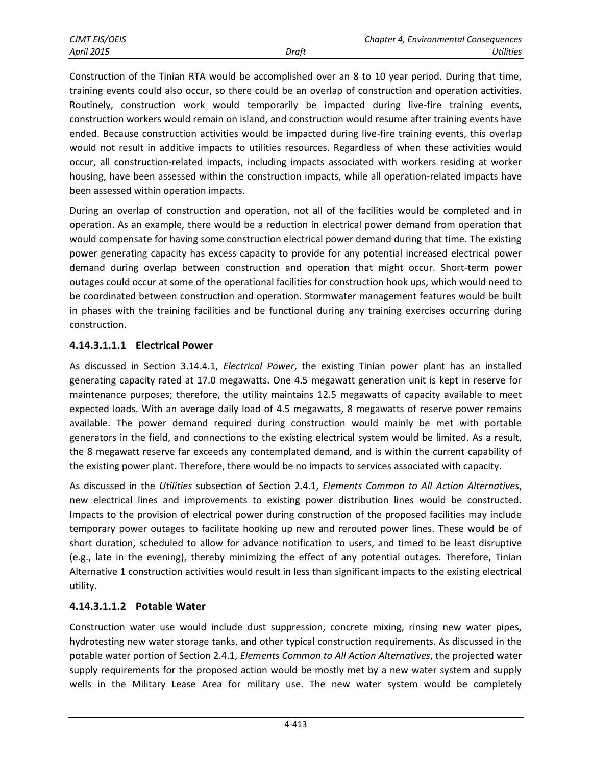Construction of the Tinian RTA would be accomplished over an 8 to 10 year period. During that time, training events could also occur, so there could be an overlap of construction and operation activities. Routinely, construction work would temporarily be impacted during live-fire training events, construction workers would remain on island, and construction would resume after training events have ended. Because construction activities would be impacted during live-fire training events, this overlap would not result in additive impacts to utilities resources. Regardless of when these activities would occur, all construction-related impacts, including impacts associated with workers residing at worker housing, have been assessed within the construction impacts, while all operation-related impacts have been assessed within operation impacts.

During an overlap of construction and operation, not all of the facilities would be completed and in operation. As an example, there would be a reduction in electrical power demand from operation that would compensate for having some construction electrical power demand during that time. The existing power generating capacity has excess capacity to provide for any potential increased electrical power demand during overlap between construction and operation that might occur. Short-term power outages could occur at some of the operational facilities for construction hook ups, which would need to be coordinated between construction and operation. Stormwater management features would be built in phases with the training facilities and be functional during any training exercises occurring during construction.

##### 4.14.3.1.1.1 Electrical Power

As discussed in Section 3.14.4.1, *Electrical Power*, the existing Tinian power plant has an installed generating capacity rated at 17.0 megawatts. One 4.5 megawatt generation unit is kept in reserve for maintenance purposes; therefore, the utility maintains 12.5 megawatts of capacity available to meet expected loads. With an average daily load of 4.5 megawatts, 8 megawatts of reserve power remains available. The power demand required during construction would mainly be met with portable generators in the field, and connections to the existing electrical system would be limited. As a result, the 8 megawatt reserve far exceeds any contemplated demand, and is within the current capability of the existing power plant. Therefore, there would be no impacts to services associated with capacity.

As discussed in the *Utilities* subsection of Section 2.4.1, *Elements Common to All Action Alternatives*, new electrical lines and improvements to existing power distribution lines would be constructed. Impacts to the provision of electrical power during construction of the proposed facilities may include temporary power outages to facilitate hooking up new and rerouted power lines. These would be of short duration, scheduled to allow for advance notification to users, and timed to be least disruptive (e.g., late in the evening), thereby minimizing the effect of any potential outages. Therefore, Tinian Alternative 1 construction activities would result in less than significant impacts to the existing electrical utility.

##### 4.14.3.1.1.2 Potable Water

Construction water use would include dust suppression, concrete mixing, rinsing new water pipes, hydrotesting new water storage tanks, and other typical construction requirements. As discussed in the potable water portion of Section 2.4.1, *Elements Common to All Action Alternatives*, the projected water supply requirements for the proposed action would be mostly met by a new water system and supply wells in the Military Lease Area for military use. The new water system would be completely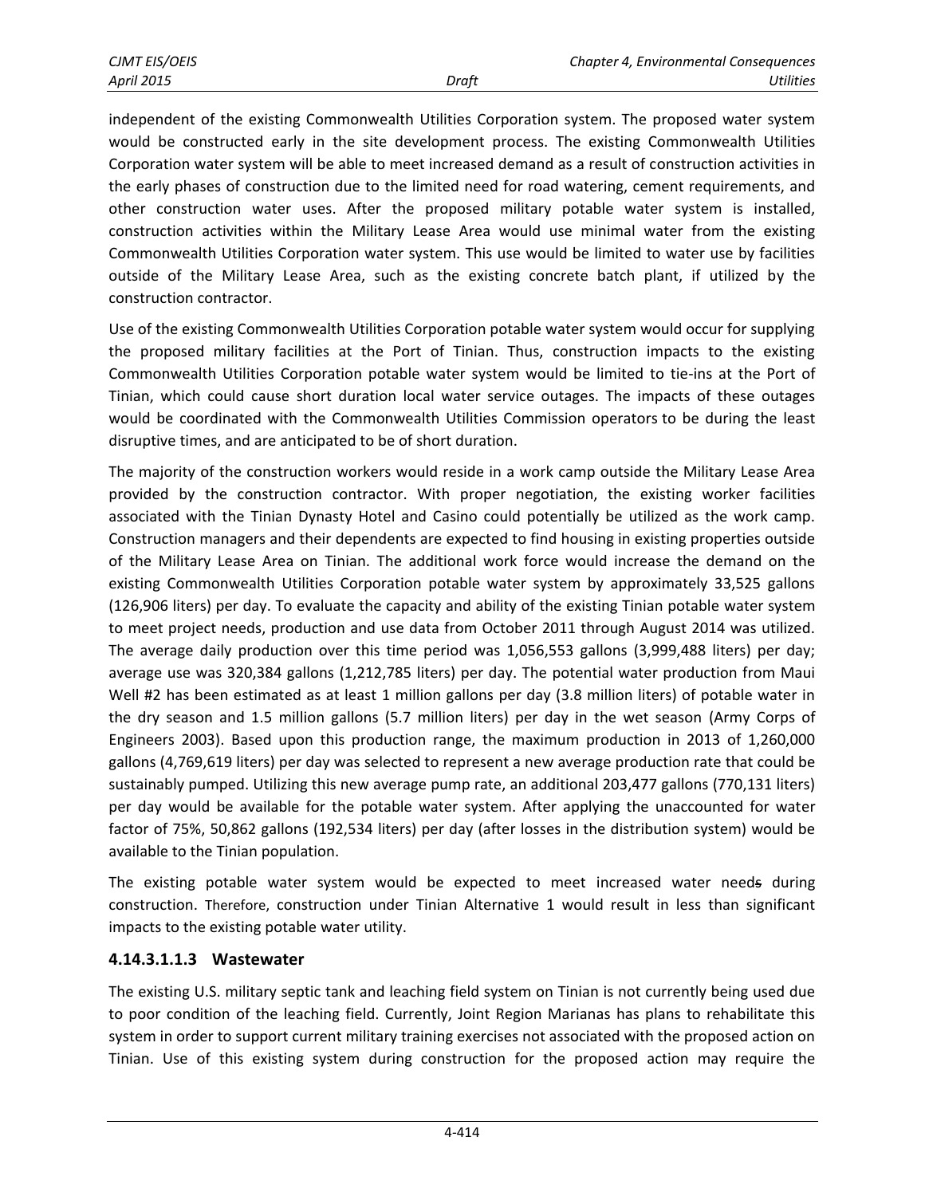independent of the existing Commonwealth Utilities Corporation system. The proposed water system would be constructed early in the site development process. The existing Commonwealth Utilities Corporation water system will be able to meet increased demand as a result of construction activities in the early phases of construction due to the limited need for road watering, cement requirements, and other construction water uses. After the proposed military potable water system is installed, construction activities within the Military Lease Area would use minimal water from the existing Commonwealth Utilities Corporation water system. This use would be limited to water use by facilities outside of the Military Lease Area, such as the existing concrete batch plant, if utilized by the construction contractor.

Use of the existing Commonwealth Utilities Corporation potable water system would occur for supplying the proposed military facilities at the Port of Tinian. Thus, construction impacts to the existing Commonwealth Utilities Corporation potable water system would be limited to tie-ins at the Port of Tinian, which could cause short duration local water service outages. The impacts of these outages would be coordinated with the Commonwealth Utilities Commission operators to be during the least disruptive times, and are anticipated to be of short duration.

The majority of the construction workers would reside in a work camp outside the Military Lease Area provided by the construction contractor. With proper negotiation, the existing worker facilities associated with the Tinian Dynasty Hotel and Casino could potentially be utilized as the work camp. Construction managers and their dependents are expected to find housing in existing properties outside of the Military Lease Area on Tinian. The additional work force would increase the demand on the existing Commonwealth Utilities Corporation potable water system by approximately 33,525 gallons (126,906 liters) per day. To evaluate the capacity and ability of the existing Tinian potable water system to meet project needs, production and use data from October 2011 through August 2014 was utilized. The average daily production over this time period was 1,056,553 gallons (3,999,488 liters) per day; average use was 320,384 gallons (1,212,785 liters) per day. The potential water production from Maui Well #2 has been estimated as at least 1 million gallons per day (3.8 million liters) of potable water in the dry season and 1.5 million gallons (5.7 million liters) per day in the wet season (Army Corps of Engineers 2003). Based upon this production range, the maximum production in 2013 of 1,260,000 gallons (4,769,619 liters) per day was selected to represent a new average production rate that could be sustainably pumped. Utilizing this new average pump rate, an additional 203,477 gallons (770,131 liters) per day would be available for the potable water system. After applying the unaccounted for water factor of 75%, 50,862 gallons (192,534 liters) per day (after losses in the distribution system) would be available to the Tinian population.

The existing potable water system would be expected to meet increased water needs during construction. Therefore, construction under Tinian Alternative 1 would result in less than significant impacts to the existing potable water utility.

#### 4.14.3.1.1.3 Wastewater

The existing U.S. military septic tank and leaching field system on Tinian is not currently being used due to poor condition of the leaching field. Currently, Joint Region Marianas has plans to rehabilitate this system in order to support current military training exercises not associated with the proposed action on Tinian. Use of this existing system during construction for the proposed action may require the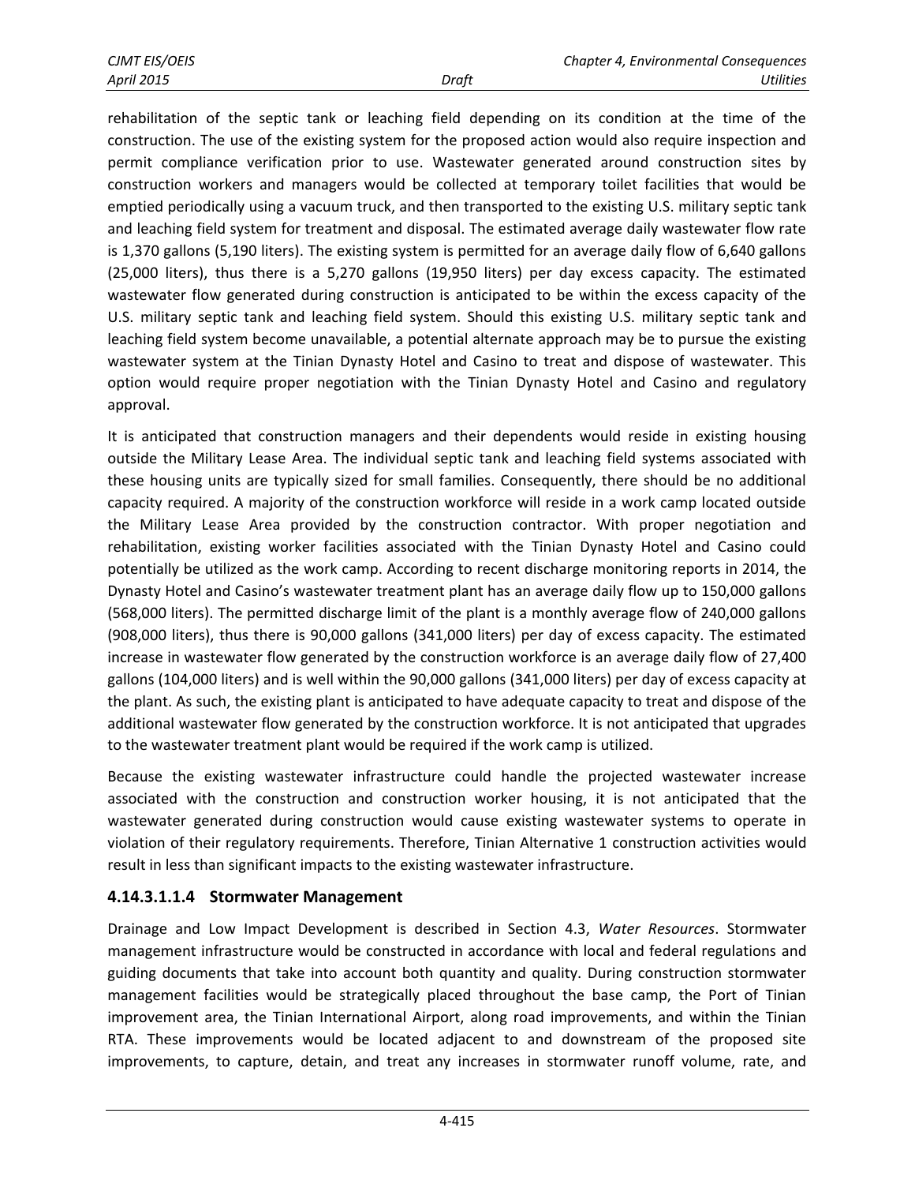rehabilitation of the septic tank or leaching field depending on its condition at the time of the construction. The use of the existing system for the proposed action would also require inspection and permit compliance verification prior to use. Wastewater generated around construction sites by construction workers and managers would be collected at temporary toilet facilities that would be emptied periodically using a vacuum truck, and then transported to the existing U.S. military septic tank and leaching field system for treatment and disposal. The estimated average daily wastewater flow rate is 1,370 gallons (5,190 liters). The existing system is permitted for an average daily flow of 6,640 gallons (25,000 liters), thus there is a 5,270 gallons (19,950 liters) per day excess capacity. The estimated wastewater flow generated during construction is anticipated to be within the excess capacity of the U.S. military septic tank and leaching field system. Should this existing U.S. military septic tank and leaching field system become unavailable, a potential alternate approach may be to pursue the existing wastewater system at the Tinian Dynasty Hotel and Casino to treat and dispose of wastewater. This option would require proper negotiation with the Tinian Dynasty Hotel and Casino and regulatory approval.

It is anticipated that construction managers and their dependents would reside in existing housing outside the Military Lease Area. The individual septic tank and leaching field systems associated with these housing units are typically sized for small families. Consequently, there should be no additional capacity required. A majority of the construction workforce will reside in a work camp located outside the Military Lease Area provided by the construction contractor. With proper negotiation and rehabilitation, existing worker facilities associated with the Tinian Dynasty Hotel and Casino could potentially be utilized as the work camp. According to recent discharge monitoring reports in 2014, the Dynasty Hotel and Casino's wastewater treatment plant has an average daily flow up to 150,000 gallons (568,000 liters). The permitted discharge limit of the plant is a monthly average flow of 240,000 gallons (908,000 liters), thus there is 90,000 gallons (341,000 liters) per day of excess capacity. The estimated increase in wastewater flow generated by the construction workforce is an average daily flow of 27,400 gallons (104,000 liters) and is well within the 90,000 gallons (341,000 liters) per day of excess capacity at the plant. As such, the existing plant is anticipated to have adequate capacity to treat and dispose of the additional wastewater flow generated by the construction workforce. It is not anticipated that upgrades to the wastewater treatment plant would be required if the work camp is utilized.

Because the existing wastewater infrastructure could handle the projected wastewater increase associated with the construction and construction worker housing, it is not anticipated that the wastewater generated during construction would cause existing wastewater systems to operate in violation of their regulatory requirements. Therefore, Tinian Alternative 1 construction activities would result in less than significant impacts to the existing wastewater infrastructure.

#### 4.14.3.1.1.4 Stormwater Management

Drainage and Low Impact Development is described in Section 4.3, *Water Resources*. Stormwater management infrastructure would be constructed in accordance with local and federal regulations and guiding documents that take into account both quantity and quality. During construction stormwater management facilities would be strategically placed throughout the base camp, the Port of Tinian improvement area, the Tinian International Airport, along road improvements, and within the Tinian RTA. These improvements would be located adjacent to and downstream of the proposed site improvements, to capture, detain, and treat any increases in stormwater runoff volume, rate, and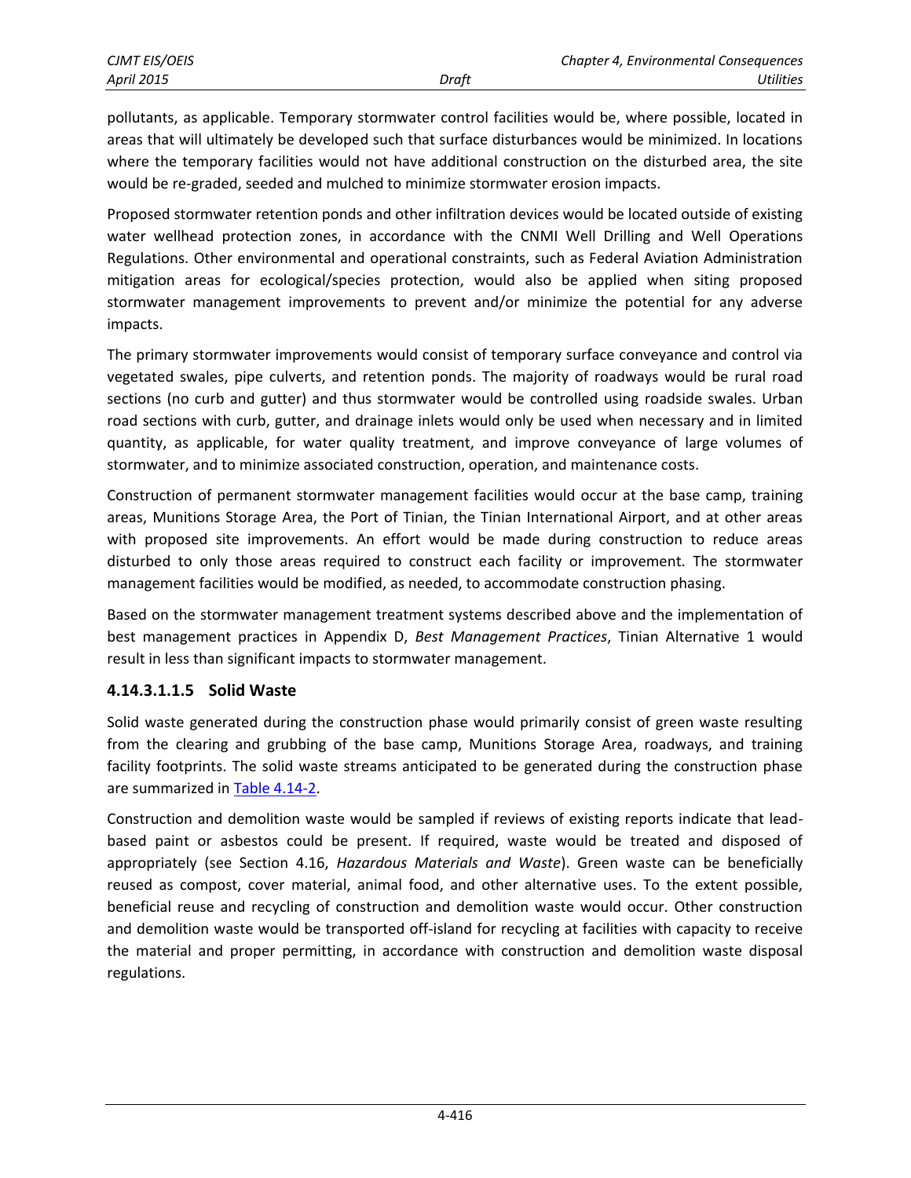pollutants, as applicable. Temporary stormwater control facilities would be, where possible, located in areas that will ultimately be developed such that surface disturbances would be minimized. In locations where the temporary facilities would not have additional construction on the disturbed area, the site would be re-graded, seeded and mulched to minimize stormwater erosion impacts.

Proposed stormwater retention ponds and other infiltration devices would be located outside of existing water wellhead protection zones, in accordance with the CNMI Well Drilling and Well Operations Regulations. Other environmental and operational constraints, such as Federal Aviation Administration mitigation areas for ecological/species protection, would also be applied when siting proposed stormwater management improvements to prevent and/or minimize the potential for any adverse impacts.

The primary stormwater improvements would consist of temporary surface conveyance and control via vegetated swales, pipe culverts, and retention ponds. The majority of roadways would be rural road sections (no curb and gutter) and thus stormwater would be controlled using roadside swales. Urban road sections with curb, gutter, and drainage inlets would only be used when necessary and in limited quantity, as applicable, for water quality treatment, and improve conveyance of large volumes of stormwater, and to minimize associated construction, operation, and maintenance costs.

Construction of permanent stormwater management facilities would occur at the base camp, training areas, Munitions Storage Area, the Port of Tinian, the Tinian International Airport, and at other areas with proposed site improvements. An effort would be made during construction to reduce areas disturbed to only those areas required to construct each facility or improvement. The stormwater management facilities would be modified, as needed, to accommodate construction phasing.

Based on the stormwater management treatment systems described above and the implementation of best management practices in Appendix D, *Best Management Practices*, Tinian Alternative 1 would result in less than significant impacts to stormwater management.

#### 4.14.3.1.1.5 Solid Waste

Solid waste generated during the construction phase would primarily consist of green waste resulting from the clearing and grubbing of the base camp, Munitions Storage Area, roadways, and training facility footprints. The solid waste streams anticipated to be generated during the construction phase are summarized in Table 4.14-2.

Construction and demolition waste would be sampled if reviews of existing reports indicate that lead-based paint or asbestos could be present. If required, waste would be treated and disposed of appropriately (see Section 4.16, *Hazardous Materials and Waste*). Green waste can be beneficially reused as compost, cover material, animal food, and other alternative uses. To the extent possible, beneficial reuse and recycling of construction and demolition waste would occur. Other construction and demolition waste would be transported off-island for recycling at facilities with capacity to receive the material and proper permitting, in accordance with construction and demolition waste disposal regulations.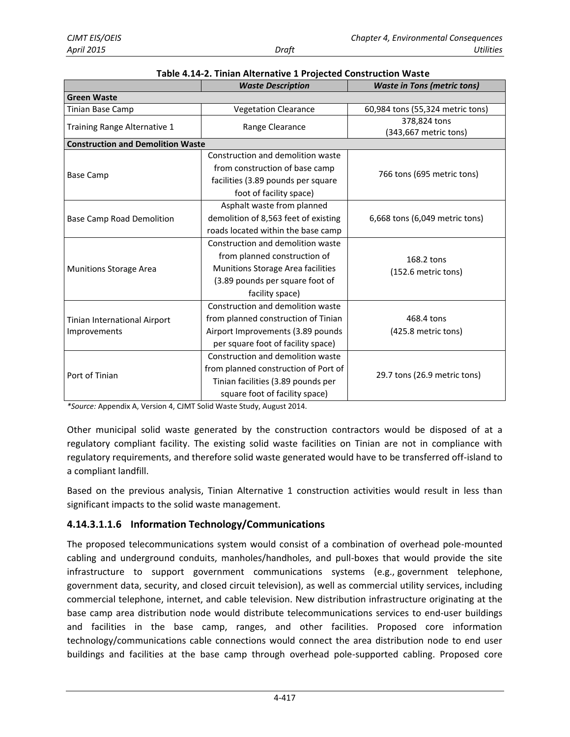**Table 4.14-2. Tinian Alternative 1 Projected Construction Waste**

| | *Waste Description* | *Waste in Tons (metric tons)* |
|---|---|---|
| **Green Waste** | | |
| Tinian Base Camp | Vegetation Clearance | 60,984 tons (55,324 metric tons) |
| Training Range Alternative 1 | Range Clearance | 378,824 tons (343,667 metric tons) |
| **Construction and Demolition Waste** | | |
| Base Camp | Construction and demolition waste from construction of base camp facilities (3.89 pounds per square foot of facility space) | 766 tons (695 metric tons) |
| Base Camp Road Demolition | Asphalt waste from planned demolition of 8,563 feet of existing roads located within the base camp | 6,668 tons (6,049 metric tons) |
| Munitions Storage Area | Construction and demolition waste from planned construction of Munitions Storage Area facilities (3.89 pounds per square foot of facility space) | 168.2 tons (152.6 metric tons) |
| Tinian International Airport Improvements | Construction and demolition waste from planned construction of Tinian Airport Improvements (3.89 pounds per square foot of facility space) | 468.4 tons (425.8 metric tons) |
| Port of Tinian | Construction and demolition waste from planned construction of Port of Tinian facilities (3.89 pounds per square foot of facility space) | 29.7 tons (26.9 metric tons) |

**Source:* Appendix A, Version 4, CJMT Solid Waste Study, August 2014.

Other municipal solid waste generated by the construction contractors would be disposed of at a regulatory compliant facility. The existing solid waste facilities on Tinian are not in compliance with regulatory requirements, and therefore solid waste generated would have to be transferred off-island to a compliant landfill.

Based on the previous analysis, Tinian Alternative 1 construction activities would result in less than significant impacts to the solid waste management.

### 4.14.3.1.1.6 Information Technology/Communications

The proposed telecommunications system would consist of a combination of overhead pole-mounted cabling and underground conduits, manholes/handholes, and pull-boxes that would provide the site infrastructure to support government communications systems (e.g., government telephone, government data, security, and closed circuit television), as well as commercial utility services, including commercial telephone, internet, and cable television. New distribution infrastructure originating at the base camp area distribution node would distribute telecommunications services to end-user buildings and facilities in the base camp, ranges, and other facilities. Proposed core information technology/communications cable connections would connect the area distribution node to end user buildings and facilities at the base camp through overhead pole-supported cabling. Proposed core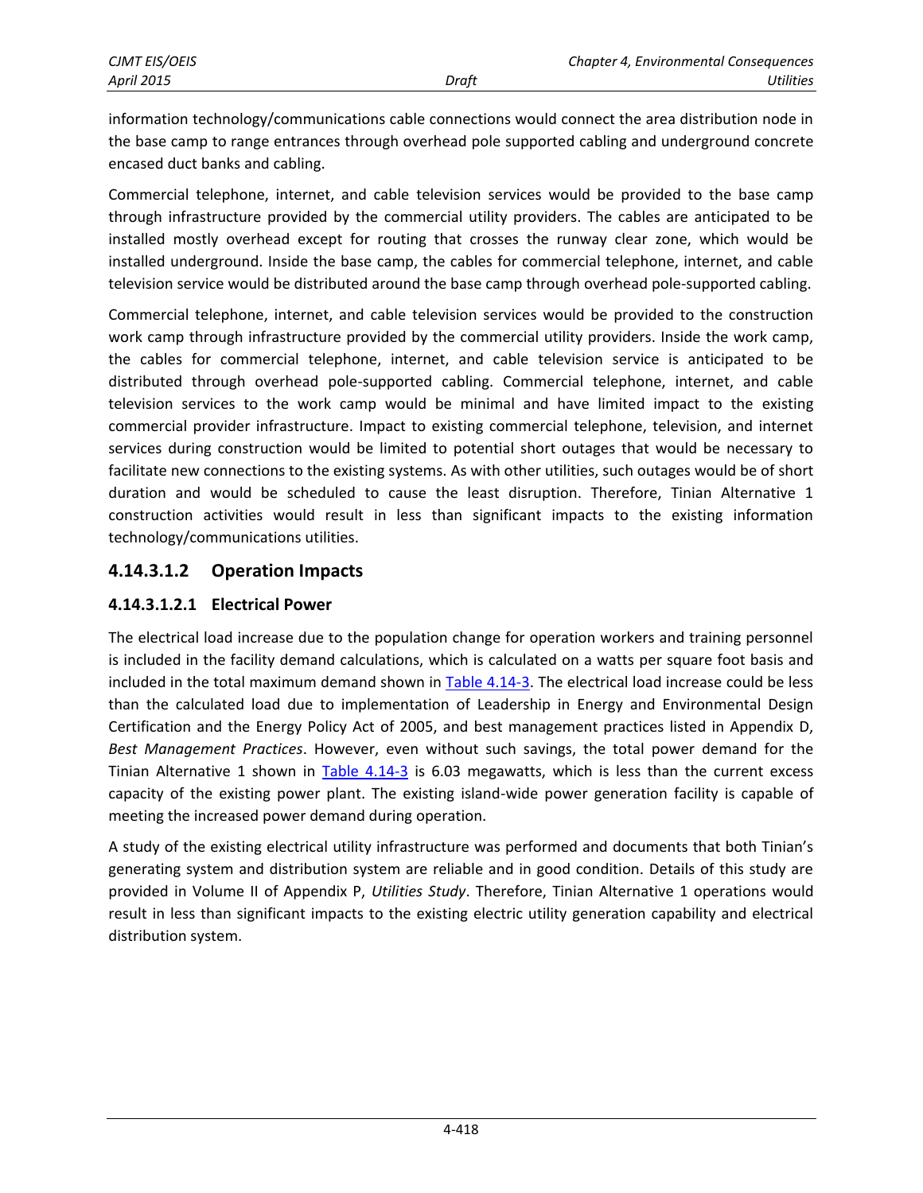information technology/communications cable connections would connect the area distribution node in the base camp to range entrances through overhead pole supported cabling and underground concrete encased duct banks and cabling.

Commercial telephone, internet, and cable television services would be provided to the base camp through infrastructure provided by the commercial utility providers. The cables are anticipated to be installed mostly overhead except for routing that crosses the runway clear zone, which would be installed underground. Inside the base camp, the cables for commercial telephone, internet, and cable television service would be distributed around the base camp through overhead pole-supported cabling.

Commercial telephone, internet, and cable television services would be provided to the construction work camp through infrastructure provided by the commercial utility providers. Inside the work camp, the cables for commercial telephone, internet, and cable television service is anticipated to be distributed through overhead pole-supported cabling. Commercial telephone, internet, and cable television services to the work camp would be minimal and have limited impact to the existing commercial provider infrastructure. Impact to existing commercial telephone, television, and internet services during construction would be limited to potential short outages that would be necessary to facilitate new connections to the existing systems. As with other utilities, such outages would be of short duration and would be scheduled to cause the least disruption. Therefore, Tinian Alternative 1 construction activities would result in less than significant impacts to the existing information technology/communications utilities.

## 4.14.3.1.2 Operation Impacts

### 4.14.3.1.2.1 Electrical Power

The electrical load increase due to the population change for operation workers and training personnel is included in the facility demand calculations, which is calculated on a watts per square foot basis and included in the total maximum demand shown in Table 4.14-3. The electrical load increase could be less than the calculated load due to implementation of Leadership in Energy and Environmental Design Certification and the Energy Policy Act of 2005, and best management practices listed in Appendix D, *Best Management Practices*. However, even without such savings, the total power demand for the Tinian Alternative 1 shown in Table 4.14-3 is 6.03 megawatts, which is less than the current excess capacity of the existing power plant. The existing island-wide power generation facility is capable of meeting the increased power demand during operation.

A study of the existing electrical utility infrastructure was performed and documents that both Tinian's generating system and distribution system are reliable and in good condition. Details of this study are provided in Volume II of Appendix P, *Utilities Study*. Therefore, Tinian Alternative 1 operations would result in less than significant impacts to the existing electric utility generation capability and electrical distribution system.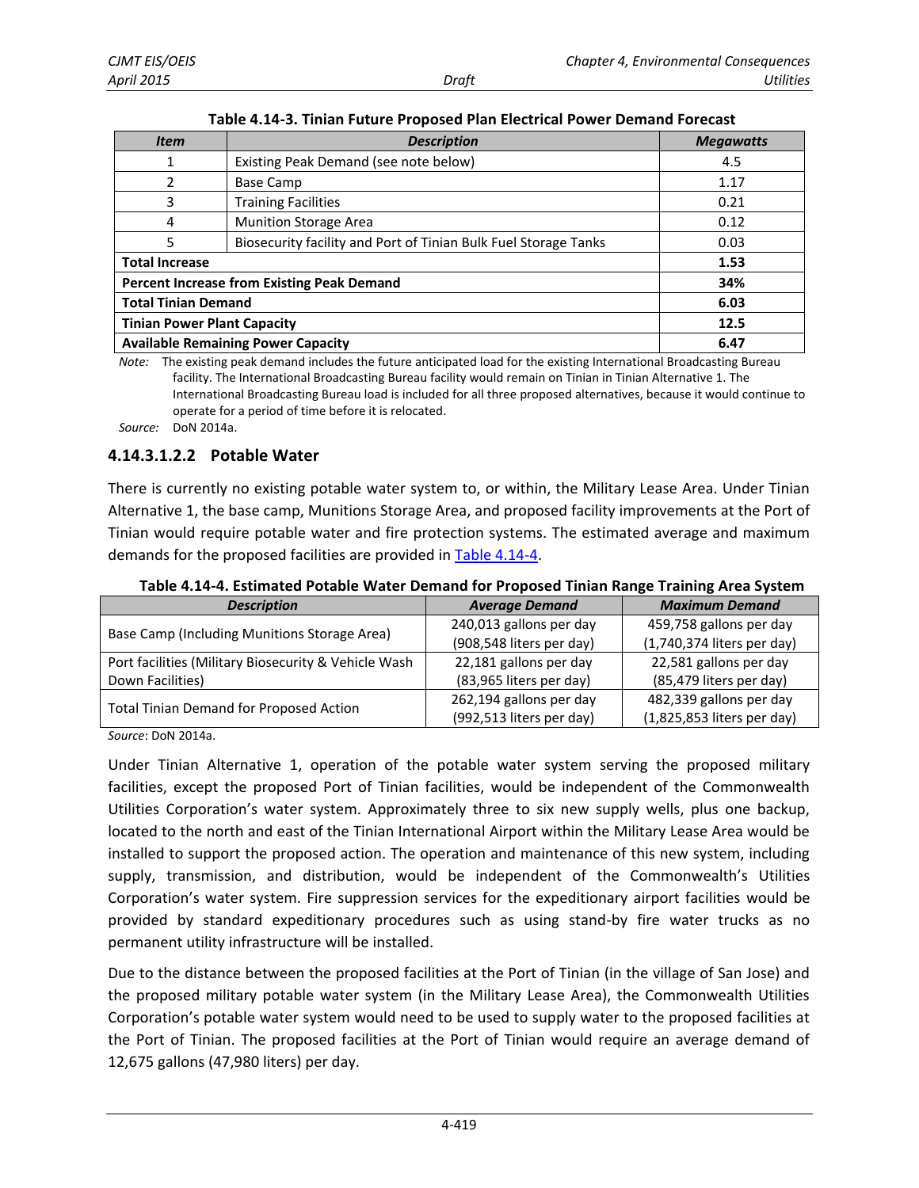**Table 4.14-3. Tinian Future Proposed Plan Electrical Power Demand Forecast**

| *Item* | *Description* | *Megawatts* |
|---|---|---|
| 1 | Existing Peak Demand (see note below) | 4.5 |
| 2 | Base Camp | 1.17 |
| 3 | Training Facilities | 0.21 |
| 4 | Munition Storage Area | 0.12 |
| 5 | Biosecurity facility and Port of Tinian Bulk Fuel Storage Tanks | 0.03 |
| **Total Increase** | | **1.53** |
| **Percent Increase from Existing Peak Demand** | | **34%** |
| **Total Tinian Demand** | | **6.03** |
| **Tinian Power Plant Capacity** | | **12.5** |
| **Available Remaining Power Capacity** | | **6.47** |

*Note:* The existing peak demand includes the future anticipated load for the existing International Broadcasting Bureau facility. The International Broadcasting Bureau facility would remain on Tinian in Tinian Alternative 1. The International Broadcasting Bureau load is included for all three proposed alternatives, because it would continue to operate for a period of time before it is relocated.

*Source:* DoN 2014a.

#### 4.14.3.1.2.2 Potable Water

There is currently no existing potable water system to, or within, the Military Lease Area. Under Tinian Alternative 1, the base camp, Munitions Storage Area, and proposed facility improvements at the Port of Tinian would require potable water and fire protection systems. The estimated average and maximum demands for the proposed facilities are provided in Table 4.14-4.

**Table 4.14-4. Estimated Potable Water Demand for Proposed Tinian Range Training Area System**

| *Description* | *Average Demand* | *Maximum Demand* |
|---|---|---|
| Base Camp (Including Munitions Storage Area) | 240,013 gallons per day (908,548 liters per day) | 459,758 gallons per day (1,740,374 liters per day) |
| Port facilities (Military Biosecurity & Vehicle Wash Down Facilities) | 22,181 gallons per day (83,965 liters per day) | 22,581 gallons per day (85,479 liters per day) |
| Total Tinian Demand for Proposed Action | 262,194 gallons per day (992,513 liters per day) | 482,339 gallons per day (1,825,853 liters per day) |

*Source*: DoN 2014a.

Under Tinian Alternative 1, operation of the potable water system serving the proposed military facilities, except the proposed Port of Tinian facilities, would be independent of the Commonwealth Utilities Corporation's water system. Approximately three to six new supply wells, plus one backup, located to the north and east of the Tinian International Airport within the Military Lease Area would be installed to support the proposed action. The operation and maintenance of this new system, including supply, transmission, and distribution, would be independent of the Commonwealth's Utilities Corporation's water system. Fire suppression services for the expeditionary airport facilities would be provided by standard expeditionary procedures such as using stand-by fire water trucks as no permanent utility infrastructure will be installed.

Due to the distance between the proposed facilities at the Port of Tinian (in the village of San Jose) and the proposed military potable water system (in the Military Lease Area), the Commonwealth Utilities Corporation's potable water system would need to be used to supply water to the proposed facilities at the Port of Tinian. The proposed facilities at the Port of Tinian would require an average demand of 12,675 gallons (47,980 liters) per day.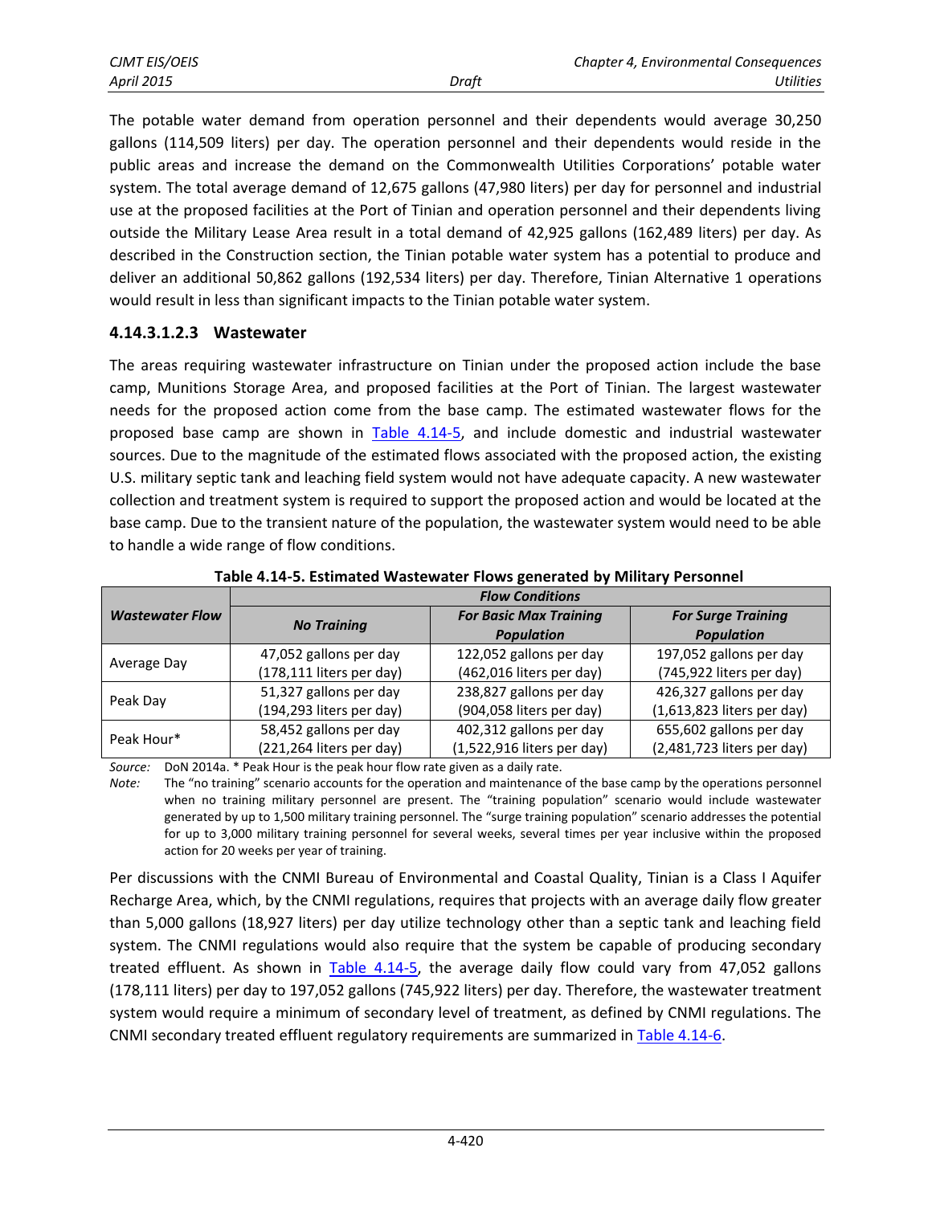The potable water demand from operation personnel and their dependents would average 30,250 gallons (114,509 liters) per day. The operation personnel and their dependents would reside in the public areas and increase the demand on the Commonwealth Utilities Corporations' potable water system. The total average demand of 12,675 gallons (47,980 liters) per day for personnel and industrial use at the proposed facilities at the Port of Tinian and operation personnel and their dependents living outside the Military Lease Area result in a total demand of 42,925 gallons (162,489 liters) per day. As described in the Construction section, the Tinian potable water system has a potential to produce and deliver an additional 50,862 gallons (192,534 liters) per day. Therefore, Tinian Alternative 1 operations would result in less than significant impacts to the Tinian potable water system.

### 4.14.3.1.2.3 Wastewater

The areas requiring wastewater infrastructure on Tinian under the proposed action include the base camp, Munitions Storage Area, and proposed facilities at the Port of Tinian. The largest wastewater needs for the proposed action come from the base camp. The estimated wastewater flows for the proposed base camp are shown in Table 4.14-5, and include domestic and industrial wastewater sources. Due to the magnitude of the estimated flows associated with the proposed action, the existing U.S. military septic tank and leaching field system would not have adequate capacity. A new wastewater collection and treatment system is required to support the proposed action and would be located at the base camp. Due to the transient nature of the population, the wastewater system would need to be able to handle a wide range of flow conditions.

**Table 4.14-5. Estimated Wastewater Flows generated by Military Personnel**

| *Wastewater Flow* | *Flow Conditions* | | |
|---|---|---|---|
| | *No Training* | *For Basic Max Training Population* | *For Surge Training Population* |
| Average Day | 47,052 gallons per day (178,111 liters per day) | 122,052 gallons per day (462,016 liters per day) | 197,052 gallons per day (745,922 liters per day) |
| Peak Day | 51,327 gallons per day (194,293 liters per day) | 238,827 gallons per day (904,058 liters per day) | 426,327 gallons per day (1,613,823 liters per day) |
| Peak Hour* | 58,452 gallons per day (221,264 liters per day) | 402,312 gallons per day (1,522,916 liters per day) | 655,602 gallons per day (2,481,723 liters per day) |

*Source:* DoN 2014a. * Peak Hour is the peak hour flow rate given as a daily rate.

*Note:* The "no training" scenario accounts for the operation and maintenance of the base camp by the operations personnel when no training military personnel are present. The "training population" scenario would include wastewater generated by up to 1,500 military training personnel. The "surge training population" scenario addresses the potential for up to 3,000 military training personnel for several weeks, several times per year inclusive within the proposed action for 20 weeks per year of training.

Per discussions with the CNMI Bureau of Environmental and Coastal Quality, Tinian is a Class I Aquifer Recharge Area, which, by the CNMI regulations, requires that projects with an average daily flow greater than 5,000 gallons (18,927 liters) per day utilize technology other than a septic tank and leaching field system. The CNMI regulations would also require that the system be capable of producing secondary treated effluent. As shown in Table 4.14-5, the average daily flow could vary from 47,052 gallons (178,111 liters) per day to 197,052 gallons (745,922 liters) per day. Therefore, the wastewater treatment system would require a minimum of secondary level of treatment, as defined by CNMI regulations. The CNMI secondary treated effluent regulatory requirements are summarized in Table 4.14-6.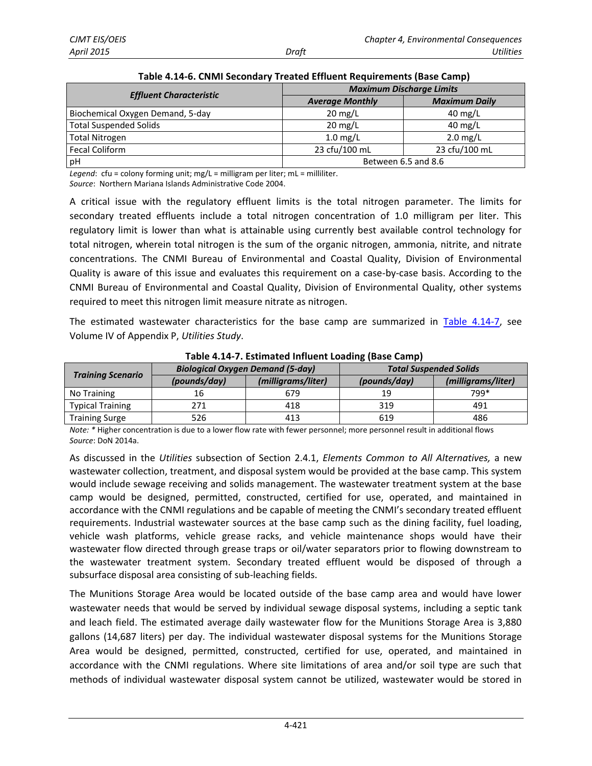**Table 4.14-6. CNMI Secondary Treated Effluent Requirements (Base Camp)**

| *Effluent Characteristic* | *Maximum Discharge Limits* | |
|---|---|---|
| | *Average Monthly* | *Maximum Daily* |
| Biochemical Oxygen Demand, 5-day | 20 mg/L | 40 mg/L |
| Total Suspended Solids | 20 mg/L | 40 mg/L |
| Total Nitrogen | 1.0 mg/L | 2.0 mg/L |
| Fecal Coliform | 23 cfu/100 mL | 23 cfu/100 mL |
| pH | Between 6.5 and 8.6 | |

*Legend*: cfu = colony forming unit; mg/L = milligram per liter; mL = milliliter.
*Source*: Northern Mariana Islands Administrative Code 2004.

A critical issue with the regulatory effluent limits is the total nitrogen parameter. The limits for secondary treated effluents include a total nitrogen concentration of 1.0 milligram per liter. This regulatory limit is lower than what is attainable using currently best available control technology for total nitrogen, wherein total nitrogen is the sum of the organic nitrogen, ammonia, nitrite, and nitrate concentrations. The CNMI Bureau of Environmental and Coastal Quality, Division of Environmental Quality is aware of this issue and evaluates this requirement on a case-by-case basis. According to the CNMI Bureau of Environmental and Coastal Quality, Division of Environmental Quality, other systems required to meet this nitrogen limit measure nitrate as nitrogen.

The estimated wastewater characteristics for the base camp are summarized in Table 4.14-7, see Volume IV of Appendix P, *Utilities Study*.

**Table 4.14-7. Estimated Influent Loading (Base Camp)**

| *Training Scenario* | *Biological Oxygen Demand (5-day)* | | *Total Suspended Solids* | |
|---|---|---|---|---|
| | *(pounds/day)* | *(milligrams/liter)* | *(pounds/day)* | *(milligrams/liter)* |
| No Training | 16 | 679 | 19 | 799* |
| Typical Training | 271 | 418 | 319 | 491 |
| Training Surge | 526 | 413 | 619 | 486 |

*Note: ** Higher concentration is due to a lower flow rate with fewer personnel; more personnel result in additional flows
*Source*: DoN 2014a.

As discussed in the *Utilities* subsection of Section 2.4.1, *Elements Common to All Alternatives,* a new wastewater collection, treatment, and disposal system would be provided at the base camp. This system would include sewage receiving and solids management. The wastewater treatment system at the base camp would be designed, permitted, constructed, certified for use, operated, and maintained in accordance with the CNMI regulations and be capable of meeting the CNMI's secondary treated effluent requirements. Industrial wastewater sources at the base camp such as the dining facility, fuel loading, vehicle wash platforms, vehicle grease racks, and vehicle maintenance shops would have their wastewater flow directed through grease traps or oil/water separators prior to flowing downstream to the wastewater treatment system. Secondary treated effluent would be disposed of through a subsurface disposal area consisting of sub-leaching fields.

The Munitions Storage Area would be located outside of the base camp area and would have lower wastewater needs that would be served by individual sewage disposal systems, including a septic tank and leach field. The estimated average daily wastewater flow for the Munitions Storage Area is 3,880 gallons (14,687 liters) per day. The individual wastewater disposal systems for the Munitions Storage Area would be designed, permitted, constructed, certified for use, operated, and maintained in accordance with the CNMI regulations. Where site limitations of area and/or soil type are such that methods of individual wastewater disposal system cannot be utilized, wastewater would be stored in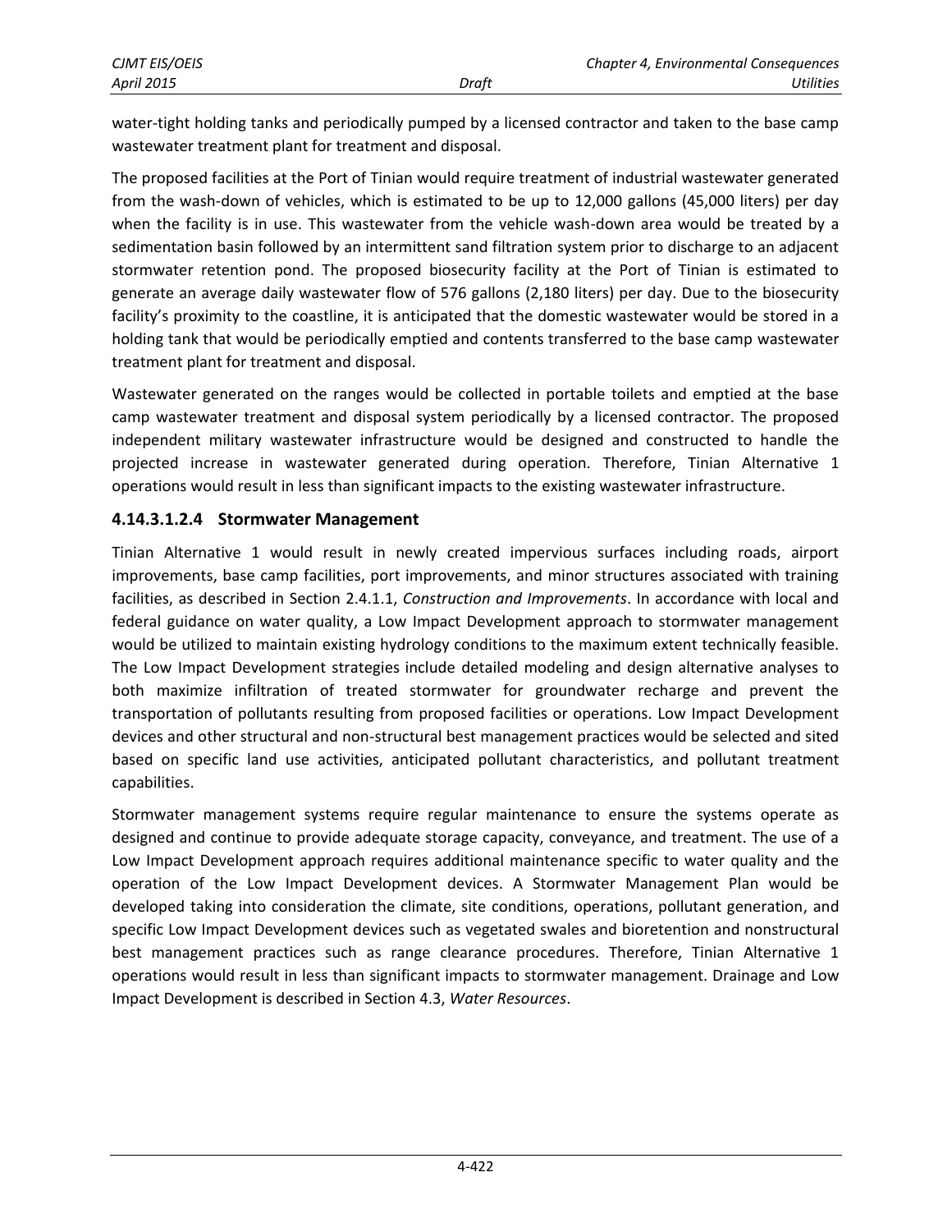water-tight holding tanks and periodically pumped by a licensed contractor and taken to the base camp wastewater treatment plant for treatment and disposal.

The proposed facilities at the Port of Tinian would require treatment of industrial wastewater generated from the wash-down of vehicles, which is estimated to be up to 12,000 gallons (45,000 liters) per day when the facility is in use. This wastewater from the vehicle wash-down area would be treated by a sedimentation basin followed by an intermittent sand filtration system prior to discharge to an adjacent stormwater retention pond. The proposed biosecurity facility at the Port of Tinian is estimated to generate an average daily wastewater flow of 576 gallons (2,180 liters) per day. Due to the biosecurity facility's proximity to the coastline, it is anticipated that the domestic wastewater would be stored in a holding tank that would be periodically emptied and contents transferred to the base camp wastewater treatment plant for treatment and disposal.

Wastewater generated on the ranges would be collected in portable toilets and emptied at the base camp wastewater treatment and disposal system periodically by a licensed contractor. The proposed independent military wastewater infrastructure would be designed and constructed to handle the projected increase in wastewater generated during operation. Therefore, Tinian Alternative 1 operations would result in less than significant impacts to the existing wastewater infrastructure.

### 4.14.3.1.2.4 Stormwater Management

Tinian Alternative 1 would result in newly created impervious surfaces including roads, airport improvements, base camp facilities, port improvements, and minor structures associated with training facilities, as described in Section 2.4.1.1, *Construction and Improvements*. In accordance with local and federal guidance on water quality, a Low Impact Development approach to stormwater management would be utilized to maintain existing hydrology conditions to the maximum extent technically feasible. The Low Impact Development strategies include detailed modeling and design alternative analyses to both maximize infiltration of treated stormwater for groundwater recharge and prevent the transportation of pollutants resulting from proposed facilities or operations. Low Impact Development devices and other structural and non-structural best management practices would be selected and sited based on specific land use activities, anticipated pollutant characteristics, and pollutant treatment capabilities.

Stormwater management systems require regular maintenance to ensure the systems operate as designed and continue to provide adequate storage capacity, conveyance, and treatment. The use of a Low Impact Development approach requires additional maintenance specific to water quality and the operation of the Low Impact Development devices. A Stormwater Management Plan would be developed taking into consideration the climate, site conditions, operations, pollutant generation, and specific Low Impact Development devices such as vegetated swales and bioretention and nonstructural best management practices such as range clearance procedures. Therefore, Tinian Alternative 1 operations would result in less than significant impacts to stormwater management. Drainage and Low Impact Development is described in Section 4.3, *Water Resources*.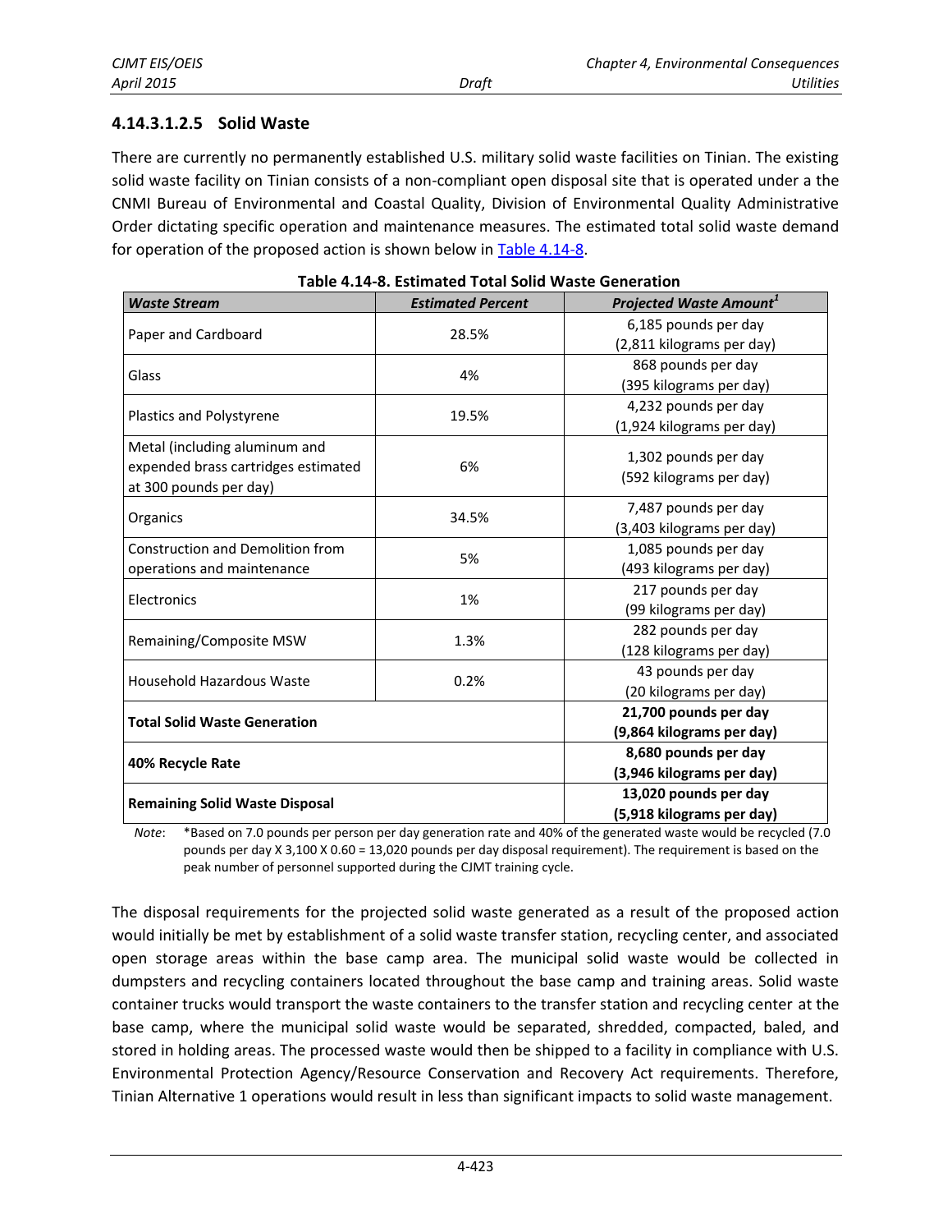#### 4.14.3.1.2.5 Solid Waste

There are currently no permanently established U.S. military solid waste facilities on Tinian. The existing solid waste facility on Tinian consists of a non-compliant open disposal site that is operated under a the CNMI Bureau of Environmental and Coastal Quality, Division of Environmental Quality Administrative Order dictating specific operation and maintenance measures. The estimated total solid waste demand for operation of the proposed action is shown below in Table 4.14-8.

**Table 4.14-8. Estimated Total Solid Waste Generation**

| *Waste Stream* | *Estimated Percent* | *Projected Waste Amount*[1] |
|---|---|---|
| Paper and Cardboard | 28.5% | 6,185 pounds per day (2,811 kilograms per day) |
| Glass | 4% | 868 pounds per day (395 kilograms per day) |
| Plastics and Polystyrene | 19.5% | 4,232 pounds per day (1,924 kilograms per day) |
| Metal (including aluminum and expended brass cartridges estimated at 300 pounds per day) | 6% | 1,302 pounds per day (592 kilograms per day) |
| Organics | 34.5% | 7,487 pounds per day (3,403 kilograms per day) |
| Construction and Demolition from operations and maintenance | 5% | 1,085 pounds per day (493 kilograms per day) |
| Electronics | 1% | 217 pounds per day (99 kilograms per day) |
| Remaining/Composite MSW | 1.3% | 282 pounds per day (128 kilograms per day) |
| Household Hazardous Waste | 0.2% | 43 pounds per day (20 kilograms per day) |
| **Total Solid Waste Generation** | | **21,700 pounds per day (9,864 kilograms per day)** |
| **40% Recycle Rate** | | **8,680 pounds per day (3,946 kilograms per day)** |
| **Remaining Solid Waste Disposal** | | **13,020 pounds per day (5,918 kilograms per day)** |

*Note*: *Based on 7.0 pounds per person per day generation rate and 40% of the generated waste would be recycled (7.0 pounds per day X 3,100 X 0.60 = 13,020 pounds per day disposal requirement). The requirement is based on the peak number of personnel supported during the CJMT training cycle.

The disposal requirements for the projected solid waste generated as a result of the proposed action would initially be met by establishment of a solid waste transfer station, recycling center, and associated open storage areas within the base camp area. The municipal solid waste would be collected in dumpsters and recycling containers located throughout the base camp and training areas. Solid waste container trucks would transport the waste containers to the transfer station and recycling center at the base camp, where the municipal solid waste would be separated, shredded, compacted, baled, and stored in holding areas. The processed waste would then be shipped to a facility in compliance with U.S. Environmental Protection Agency/Resource Conservation and Recovery Act requirements. Therefore, Tinian Alternative 1 operations would result in less than significant impacts to solid waste management.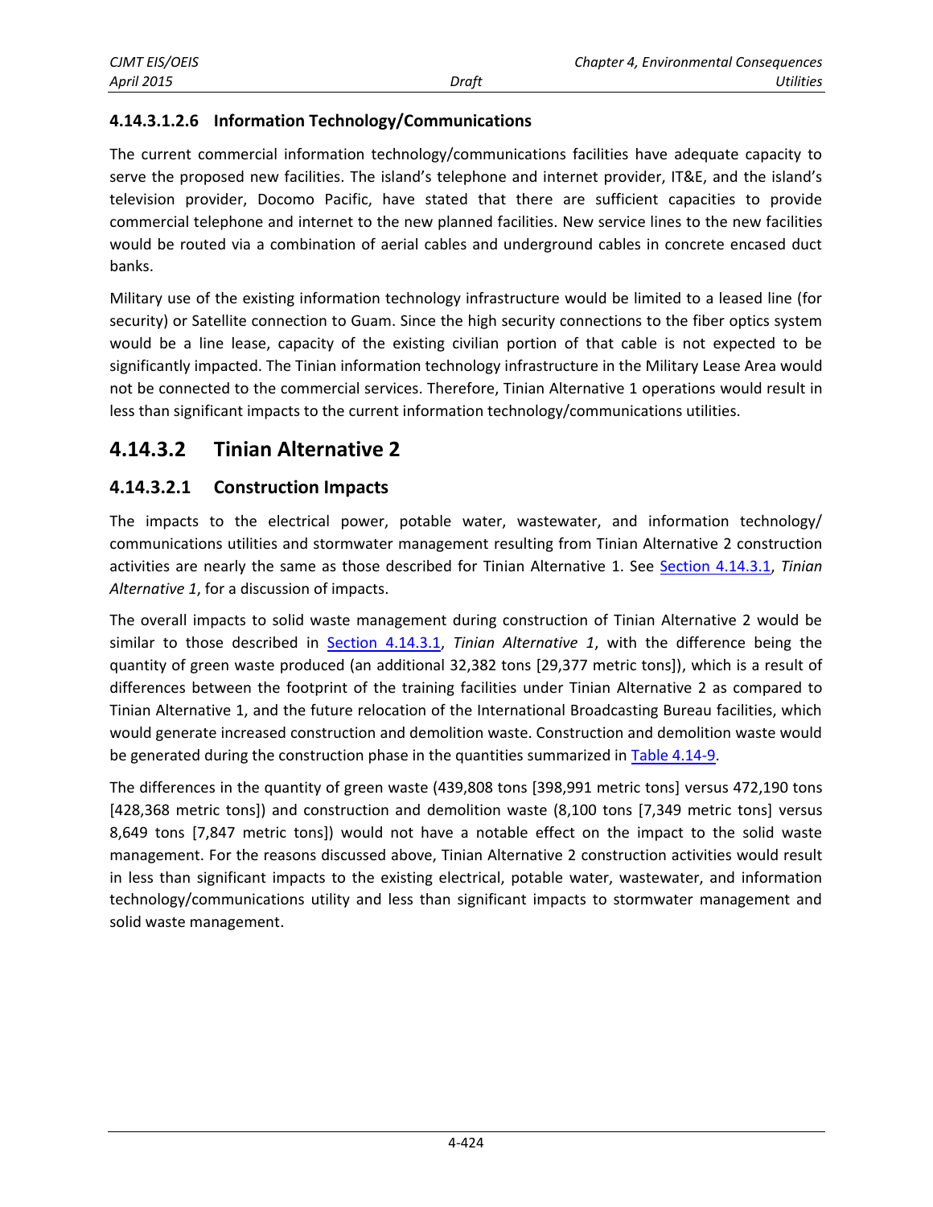#### 4.14.3.1.2.6 Information Technology/Communications

The current commercial information technology/communications facilities have adequate capacity to serve the proposed new facilities. The island's telephone and internet provider, IT&E, and the island's television provider, Docomo Pacific, have stated that there are sufficient capacities to provide commercial telephone and internet to the new planned facilities. New service lines to the new facilities would be routed via a combination of aerial cables and underground cables in concrete encased duct banks.

Military use of the existing information technology infrastructure would be limited to a leased line (for security) or Satellite connection to Guam. Since the high security connections to the fiber optics system would be a line lease, capacity of the existing civilian portion of that cable is not expected to be significantly impacted. The Tinian information technology infrastructure in the Military Lease Area would not be connected to the commercial services. Therefore, Tinian Alternative 1 operations would result in less than significant impacts to the current information technology/communications utilities.

## 4.14.3.2 Tinian Alternative 2

### 4.14.3.2.1 Construction Impacts

The impacts to the electrical power, potable water, wastewater, and information technology/ communications utilities and stormwater management resulting from Tinian Alternative 2 construction activities are nearly the same as those described for Tinian Alternative 1. See Section 4.14.3.1, *Tinian Alternative 1*, for a discussion of impacts.

The overall impacts to solid waste management during construction of Tinian Alternative 2 would be similar to those described in Section 4.14.3.1, *Tinian Alternative 1*, with the difference being the quantity of green waste produced (an additional 32,382 tons [29,377 metric tons]), which is a result of differences between the footprint of the training facilities under Tinian Alternative 2 as compared to Tinian Alternative 1, and the future relocation of the International Broadcasting Bureau facilities, which would generate increased construction and demolition waste. Construction and demolition waste would be generated during the construction phase in the quantities summarized in Table 4.14-9.

The differences in the quantity of green waste (439,808 tons [398,991 metric tons] versus 472,190 tons [428,368 metric tons]) and construction and demolition waste (8,100 tons [7,349 metric tons] versus 8,649 tons [7,847 metric tons]) would not have a notable effect on the impact to the solid waste management. For the reasons discussed above, Tinian Alternative 2 construction activities would result in less than significant impacts to the existing electrical, potable water, wastewater, and information technology/communications utility and less than significant impacts to stormwater management and solid waste management.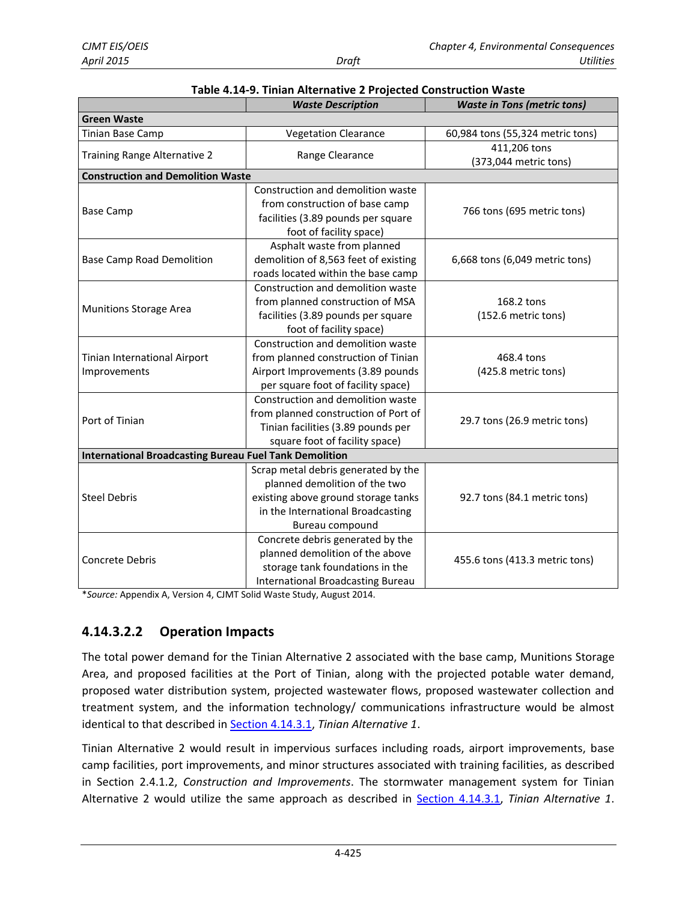**Table 4.14-9. Tinian Alternative 2 Projected Construction Waste**

| | *Waste Description* | *Waste in Tons (metric tons)* |
|---|---|---|
| **Green Waste** | | |
| Tinian Base Camp | Vegetation Clearance | 60,984 tons (55,324 metric tons) |
| Training Range Alternative 2 | Range Clearance | 411,206 tons (373,044 metric tons) |
| **Construction and Demolition Waste** | | |
| Base Camp | Construction and demolition waste from construction of base camp facilities (3.89 pounds per square foot of facility space) | 766 tons (695 metric tons) |
| Base Camp Road Demolition | Asphalt waste from planned demolition of 8,563 feet of existing roads located within the base camp | 6,668 tons (6,049 metric tons) |
| Munitions Storage Area | Construction and demolition waste from planned construction of MSA facilities (3.89 pounds per square foot of facility space) | 168.2 tons (152.6 metric tons) |
| Tinian International Airport Improvements | Construction and demolition waste from planned construction of Tinian Airport Improvements (3.89 pounds per square foot of facility space) | 468.4 tons (425.8 metric tons) |
| Port of Tinian | Construction and demolition waste from planned construction of Port of Tinian facilities (3.89 pounds per square foot of facility space) | 29.7 tons (26.9 metric tons) |
| **International Broadcasting Bureau Fuel Tank Demolition** | | |
| Steel Debris | Scrap metal debris generated by the planned demolition of the two existing above ground storage tanks in the International Broadcasting Bureau compound | 92.7 tons (84.1 metric tons) |
| Concrete Debris | Concrete debris generated by the planned demolition of the above storage tank foundations in the International Broadcasting Bureau | 455.6 tons (413.3 metric tons) |

**Source:* Appendix A, Version 4, CJMT Solid Waste Study, August 2014.

### 4.14.3.2.2 Operation Impacts

The total power demand for the Tinian Alternative 2 associated with the base camp, Munitions Storage Area, and proposed facilities at the Port of Tinian, along with the projected potable water demand, proposed water distribution system, projected wastewater flows, proposed wastewater collection and treatment system, and the information technology/ communications infrastructure would be almost identical to that described in Section 4.14.3.1, *Tinian Alternative 1*.

Tinian Alternative 2 would result in impervious surfaces including roads, airport improvements, base camp facilities, port improvements, and minor structures associated with training facilities, as described in Section 2.4.1.2, *Construction and Improvements*. The stormwater management system for Tinian Alternative 2 would utilize the same approach as described in Section 4.14.3.1, *Tinian Alternative 1*.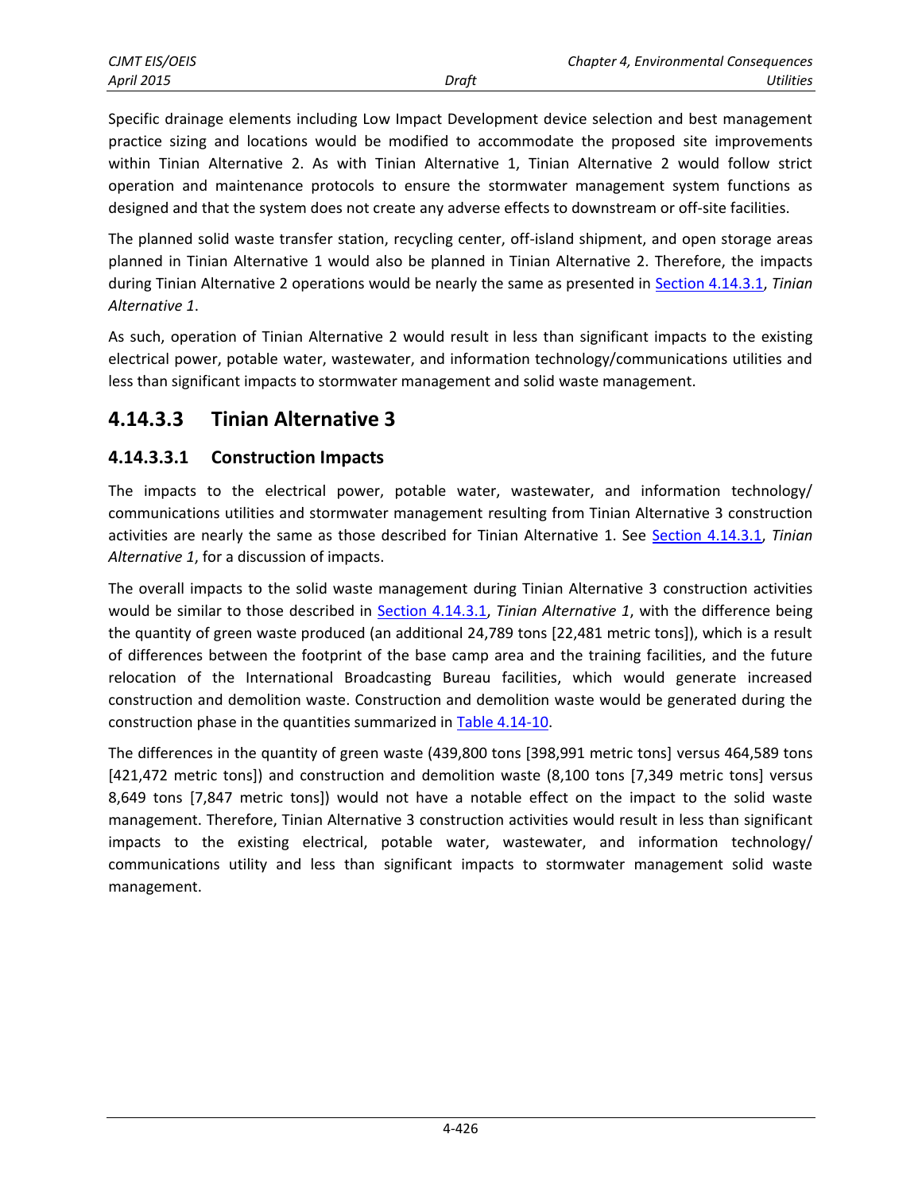Specific drainage elements including Low Impact Development device selection and best management practice sizing and locations would be modified to accommodate the proposed site improvements within Tinian Alternative 2. As with Tinian Alternative 1, Tinian Alternative 2 would follow strict operation and maintenance protocols to ensure the stormwater management system functions as designed and that the system does not create any adverse effects to downstream or off-site facilities.

The planned solid waste transfer station, recycling center, off-island shipment, and open storage areas planned in Tinian Alternative 1 would also be planned in Tinian Alternative 2. Therefore, the impacts during Tinian Alternative 2 operations would be nearly the same as presented in Section 4.14.3.1, *Tinian Alternative 1*.

As such, operation of Tinian Alternative 2 would result in less than significant impacts to the existing electrical power, potable water, wastewater, and information technology/communications utilities and less than significant impacts to stormwater management and solid waste management.

## 4.14.3.3 Tinian Alternative 3

### 4.14.3.3.1 Construction Impacts

The impacts to the electrical power, potable water, wastewater, and information technology/ communications utilities and stormwater management resulting from Tinian Alternative 3 construction activities are nearly the same as those described for Tinian Alternative 1. See Section 4.14.3.1, *Tinian Alternative 1*, for a discussion of impacts.

The overall impacts to the solid waste management during Tinian Alternative 3 construction activities would be similar to those described in Section 4.14.3.1, *Tinian Alternative 1*, with the difference being the quantity of green waste produced (an additional 24,789 tons [22,481 metric tons]), which is a result of differences between the footprint of the base camp area and the training facilities, and the future relocation of the International Broadcasting Bureau facilities, which would generate increased construction and demolition waste. Construction and demolition waste would be generated during the construction phase in the quantities summarized in Table 4.14-10.

The differences in the quantity of green waste (439,800 tons [398,991 metric tons] versus 464,589 tons [421,472 metric tons]) and construction and demolition waste (8,100 tons [7,349 metric tons] versus 8,649 tons [7,847 metric tons]) would not have a notable effect on the impact to the solid waste management. Therefore, Tinian Alternative 3 construction activities would result in less than significant impacts to the existing electrical, potable water, wastewater, and information technology/ communications utility and less than significant impacts to stormwater management solid waste management.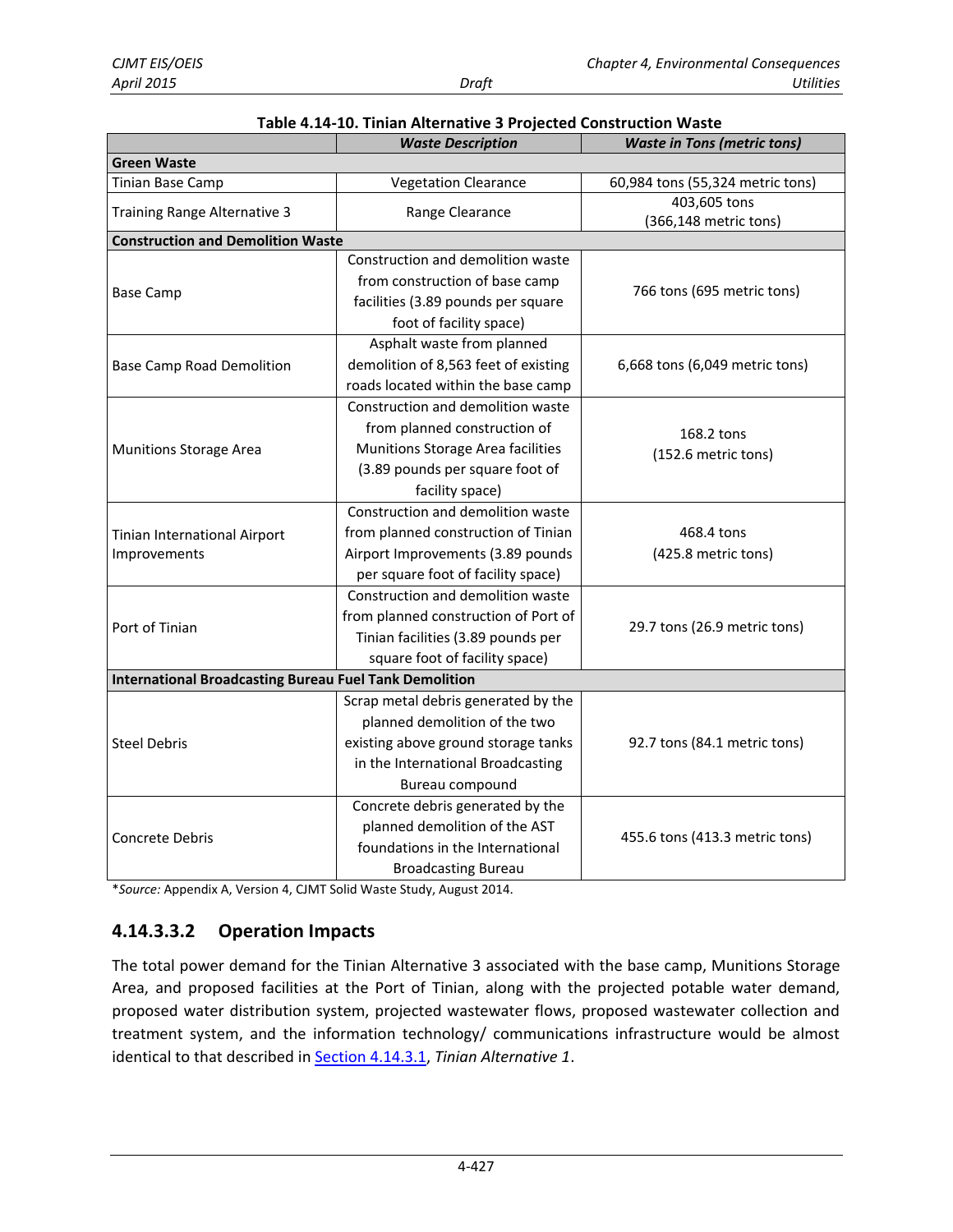**Table 4.14-10. Tinian Alternative 3 Projected Construction Waste**

| | *Waste Description* | *Waste in Tons (metric tons)* |
|---|---|---|
| **Green Waste** | | |
| Tinian Base Camp | Vegetation Clearance | 60,984 tons (55,324 metric tons) |
| Training Range Alternative 3 | Range Clearance | 403,605 tons (366,148 metric tons) |
| **Construction and Demolition Waste** | | |
| Base Camp | Construction and demolition waste from construction of base camp facilities (3.89 pounds per square foot of facility space) | 766 tons (695 metric tons) |
| Base Camp Road Demolition | Asphalt waste from planned demolition of 8,563 feet of existing roads located within the base camp | 6,668 tons (6,049 metric tons) |
| Munitions Storage Area | Construction and demolition waste from planned construction of Munitions Storage Area facilities (3.89 pounds per square foot of facility space) | 168.2 tons (152.6 metric tons) |
| Tinian International Airport Improvements | Construction and demolition waste from planned construction of Tinian Airport Improvements (3.89 pounds per square foot of facility space) | 468.4 tons (425.8 metric tons) |
| Port of Tinian | Construction and demolition waste from planned construction of Port of Tinian facilities (3.89 pounds per square foot of facility space) | 29.7 tons (26.9 metric tons) |
| **International Broadcasting Bureau Fuel Tank Demolition** | | |
| Steel Debris | Scrap metal debris generated by the planned demolition of the two existing above ground storage tanks in the International Broadcasting Bureau compound | 92.7 tons (84.1 metric tons) |
| Concrete Debris | Concrete debris generated by the planned demolition of the AST foundations in the International Broadcasting Bureau | 455.6 tons (413.3 metric tons) |

*\*Source:* Appendix A, Version 4, CJMT Solid Waste Study, August 2014.

## 4.14.3.3.2 Operation Impacts

The total power demand for the Tinian Alternative 3 associated with the base camp, Munitions Storage Area, and proposed facilities at the Port of Tinian, along with the projected potable water demand, proposed water distribution system, projected wastewater flows, proposed wastewater collection and treatment system, and the information technology/ communications infrastructure would be almost identical to that described in Section 4.14.3.1, *Tinian Alternative 1*.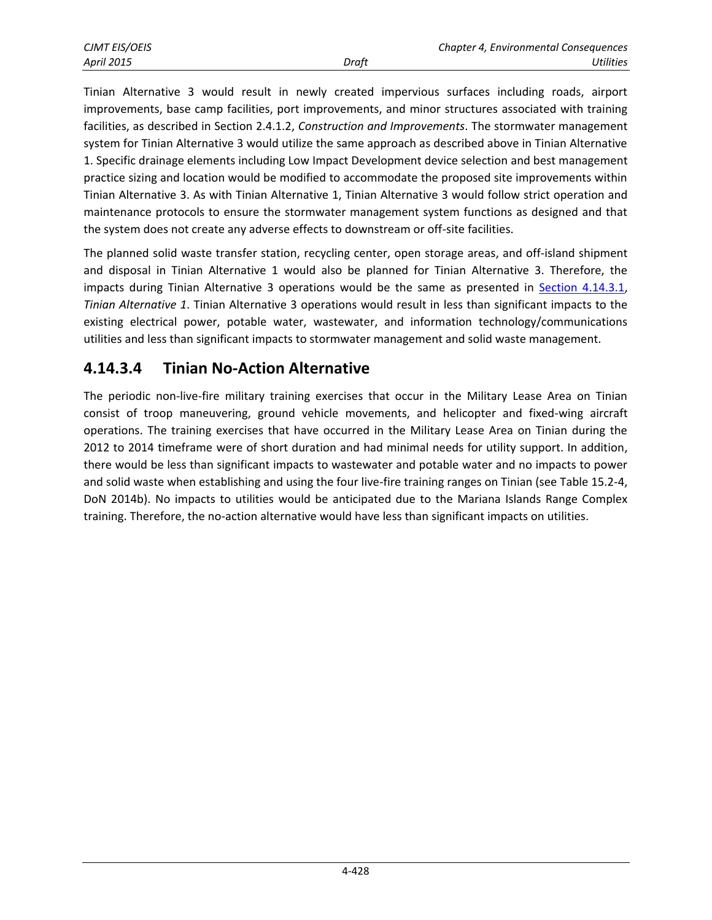Tinian Alternative 3 would result in newly created impervious surfaces including roads, airport improvements, base camp facilities, port improvements, and minor structures associated with training facilities, as described in Section 2.4.1.2, *Construction and Improvements*. The stormwater management system for Tinian Alternative 3 would utilize the same approach as described above in Tinian Alternative 1. Specific drainage elements including Low Impact Development device selection and best management practice sizing and location would be modified to accommodate the proposed site improvements within Tinian Alternative 3. As with Tinian Alternative 1, Tinian Alternative 3 would follow strict operation and maintenance protocols to ensure the stormwater management system functions as designed and that the system does not create any adverse effects to downstream or off-site facilities.

The planned solid waste transfer station, recycling center, open storage areas, and off-island shipment and disposal in Tinian Alternative 1 would also be planned for Tinian Alternative 3. Therefore, the impacts during Tinian Alternative 3 operations would be the same as presented in Section 4.14.3.1, *Tinian Alternative 1*. Tinian Alternative 3 operations would result in less than significant impacts to the existing electrical power, potable water, wastewater, and information technology/communications utilities and less than significant impacts to stormwater management and solid waste management.

## 4.14.3.4 Tinian No-Action Alternative

The periodic non-live-fire military training exercises that occur in the Military Lease Area on Tinian consist of troop maneuvering, ground vehicle movements, and helicopter and fixed-wing aircraft operations. The training exercises that have occurred in the Military Lease Area on Tinian during the 2012 to 2014 timeframe were of short duration and had minimal needs for utility support. In addition, there would be less than significant impacts to wastewater and potable water and no impacts to power and solid waste when establishing and using the four live-fire training ranges on Tinian (see Table 15.2-4, DoN 2014b). No impacts to utilities would be anticipated due to the Mariana Islands Range Complex training. Therefore, the no-action alternative would have less than significant impacts on utilities.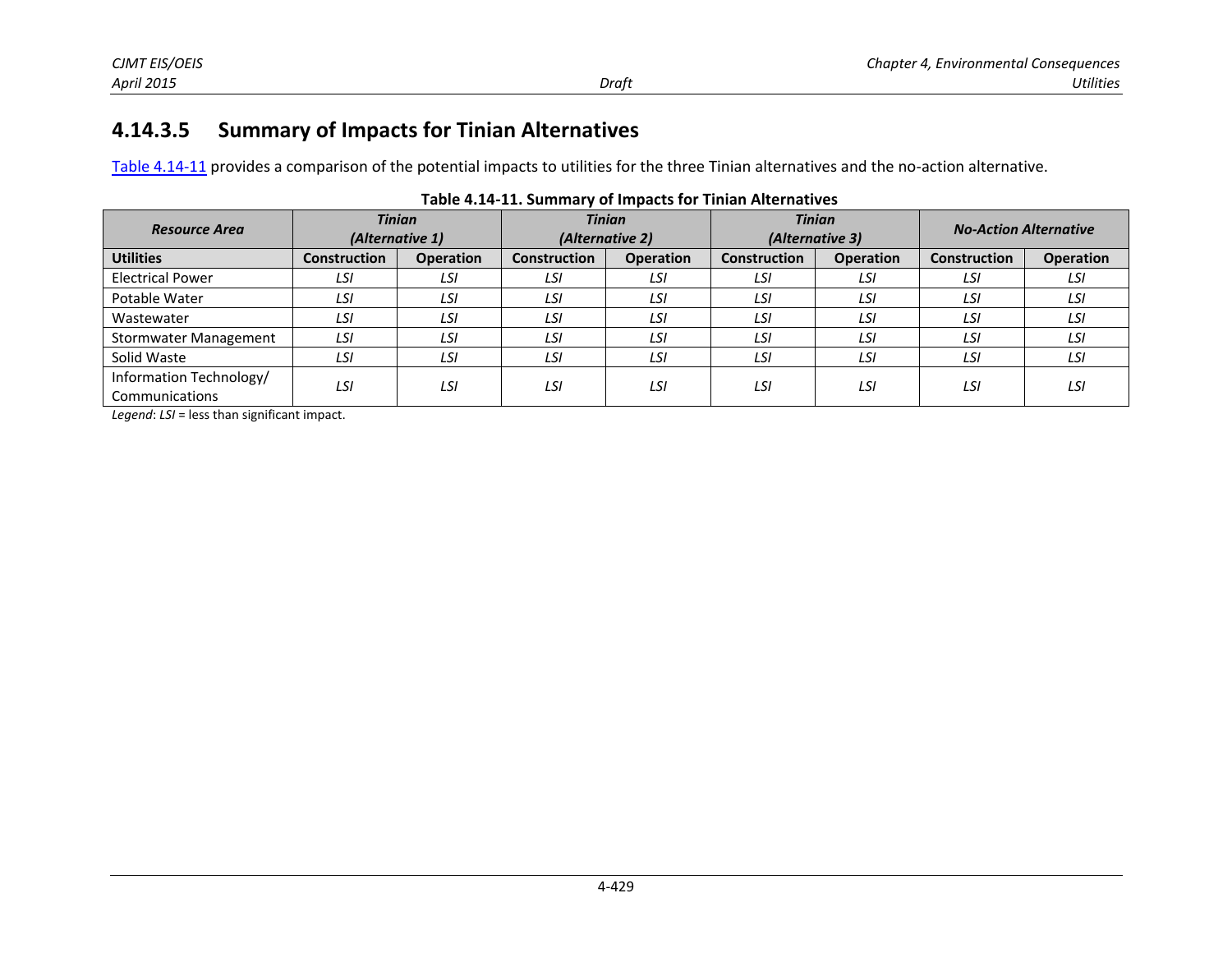### 4.14.3.5 Summary of Impacts for Tinian Alternatives

Table 4.14-11 provides a comparison of the potential impacts to utilities for the three Tinian alternatives and the no-action alternative.

**Table 4.14-11. Summary of Impacts for Tinian Alternatives**

| *Resource Area* | *Tinian (Alternative 1)* | | *Tinian (Alternative 2)* | | *Tinian (Alternative 3)* | | *No-Action Alternative* | |
|---|---|---|---|---|---|---|---|---|
| **Utilities** | **Construction** | **Operation** | **Construction** | **Operation** | **Construction** | **Operation** | **Construction** | **Operation** |
| Electrical Power | *LSI* | *LSI* | *LSI* | *LSI* | *LSI* | *LSI* | *LSI* | *LSI* |
| Potable Water | *LSI* | *LSI* | *LSI* | *LSI* | *LSI* | *LSI* | *LSI* | *LSI* |
| Wastewater | *LSI* | *LSI* | *LSI* | *LSI* | *LSI* | *LSI* | *LSI* | *LSI* |
| Stormwater Management | *LSI* | *LSI* | *LSI* | *LSI* | *LSI* | *LSI* | *LSI* | *LSI* |
| Solid Waste | *LSI* | *LSI* | *LSI* | *LSI* | *LSI* | *LSI* | *LSI* | *LSI* |
| Information Technology/ Communications | *LSI* | *LSI* | *LSI* | *LSI* | *LSI* | *LSI* | *LSI* | *LSI* |

*Legend*: *LSI* = less than significant impact.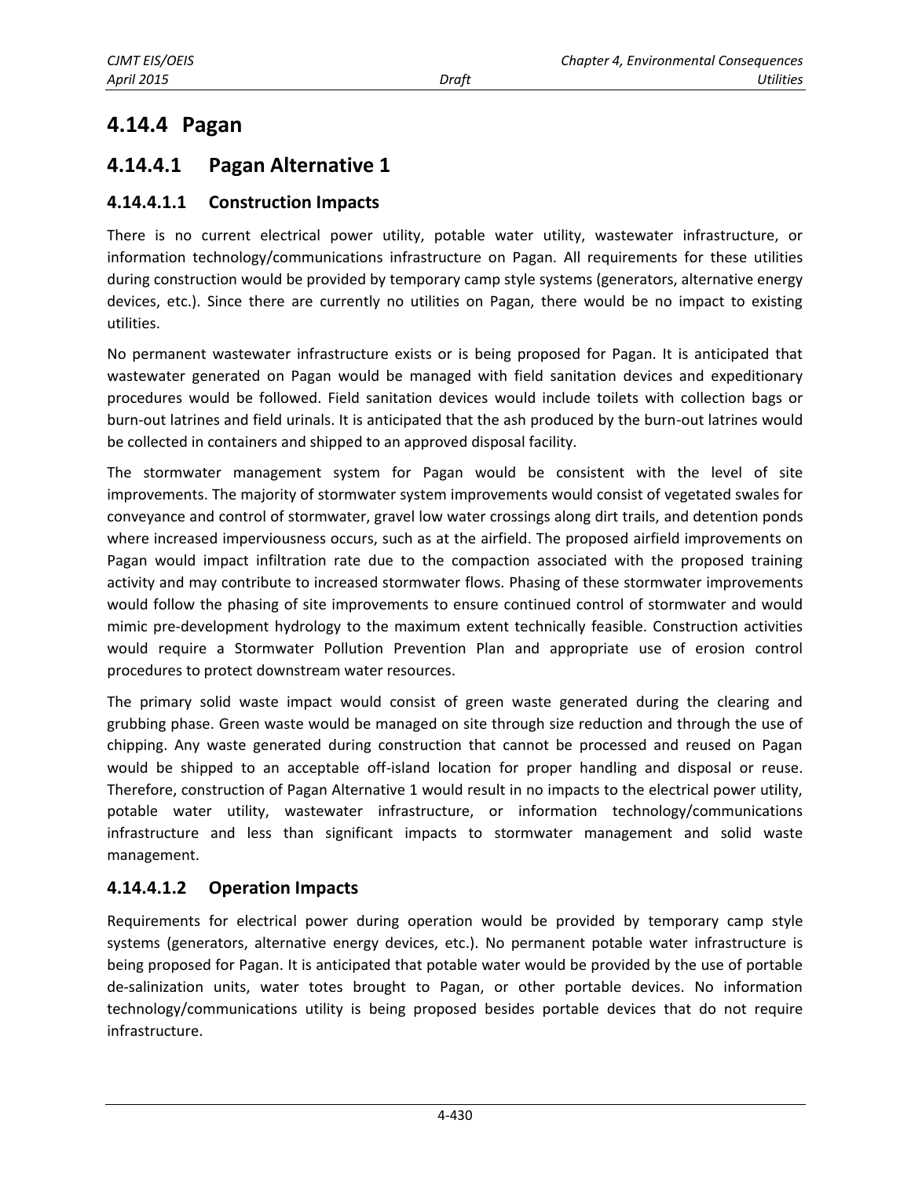## 4.14.4 Pagan

## 4.14.4.1 Pagan Alternative 1

### 4.14.4.1.1 Construction Impacts

There is no current electrical power utility, potable water utility, wastewater infrastructure, or information technology/communications infrastructure on Pagan. All requirements for these utilities during construction would be provided by temporary camp style systems (generators, alternative energy devices, etc.). Since there are currently no utilities on Pagan, there would be no impact to existing utilities.

No permanent wastewater infrastructure exists or is being proposed for Pagan. It is anticipated that wastewater generated on Pagan would be managed with field sanitation devices and expeditionary procedures would be followed. Field sanitation devices would include toilets with collection bags or burn-out latrines and field urinals. It is anticipated that the ash produced by the burn-out latrines would be collected in containers and shipped to an approved disposal facility.

The stormwater management system for Pagan would be consistent with the level of site improvements. The majority of stormwater system improvements would consist of vegetated swales for conveyance and control of stormwater, gravel low water crossings along dirt trails, and detention ponds where increased imperviousness occurs, such as at the airfield. The proposed airfield improvements on Pagan would impact infiltration rate due to the compaction associated with the proposed training activity and may contribute to increased stormwater flows. Phasing of these stormwater improvements would follow the phasing of site improvements to ensure continued control of stormwater and would mimic pre-development hydrology to the maximum extent technically feasible. Construction activities would require a Stormwater Pollution Prevention Plan and appropriate use of erosion control procedures to protect downstream water resources.

The primary solid waste impact would consist of green waste generated during the clearing and grubbing phase. Green waste would be managed on site through size reduction and through the use of chipping. Any waste generated during construction that cannot be processed and reused on Pagan would be shipped to an acceptable off-island location for proper handling and disposal or reuse. Therefore, construction of Pagan Alternative 1 would result in no impacts to the electrical power utility, potable water utility, wastewater infrastructure, or information technology/communications infrastructure and less than significant impacts to stormwater management and solid waste management.

### 4.14.4.1.2 Operation Impacts

Requirements for electrical power during operation would be provided by temporary camp style systems (generators, alternative energy devices, etc.). No permanent potable water infrastructure is being proposed for Pagan. It is anticipated that potable water would be provided by the use of portable de-salinization units, water totes brought to Pagan, or other portable devices. No information technology/communications utility is being proposed besides portable devices that do not require infrastructure.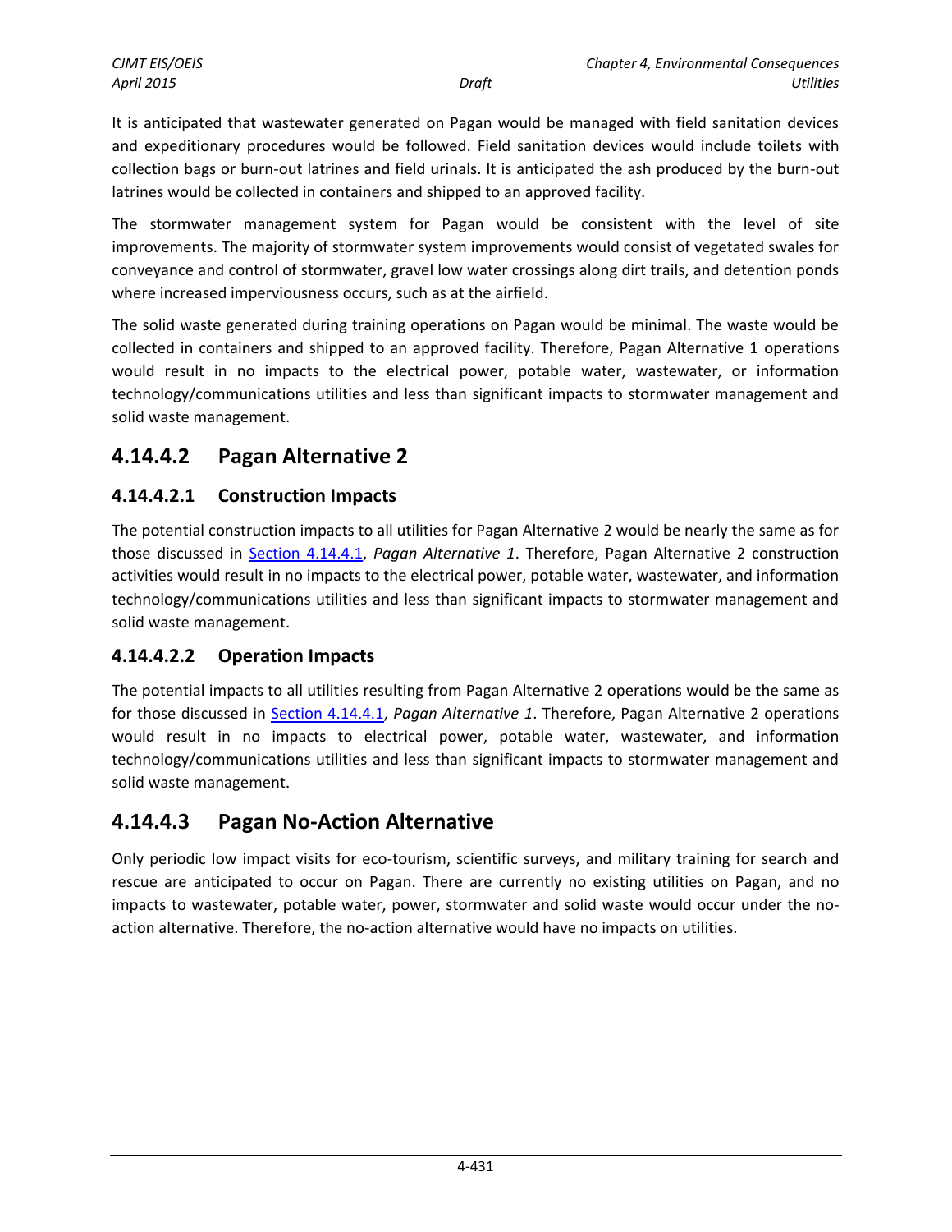It is anticipated that wastewater generated on Pagan would be managed with field sanitation devices and expeditionary procedures would be followed. Field sanitation devices would include toilets with collection bags or burn-out latrines and field urinals. It is anticipated the ash produced by the burn-out latrines would be collected in containers and shipped to an approved facility.

The stormwater management system for Pagan would be consistent with the level of site improvements. The majority of stormwater system improvements would consist of vegetated swales for conveyance and control of stormwater, gravel low water crossings along dirt trails, and detention ponds where increased imperviousness occurs, such as at the airfield.

The solid waste generated during training operations on Pagan would be minimal. The waste would be collected in containers and shipped to an approved facility. Therefore, Pagan Alternative 1 operations would result in no impacts to the electrical power, potable water, wastewater, or information technology/communications utilities and less than significant impacts to stormwater management and solid waste management.

## 4.14.4.2 Pagan Alternative 2

### 4.14.4.2.1 Construction Impacts

The potential construction impacts to all utilities for Pagan Alternative 2 would be nearly the same as for those discussed in Section 4.14.4.1, *Pagan Alternative 1*. Therefore, Pagan Alternative 2 construction activities would result in no impacts to the electrical power, potable water, wastewater, and information technology/communications utilities and less than significant impacts to stormwater management and solid waste management.

### 4.14.4.2.2 Operation Impacts

The potential impacts to all utilities resulting from Pagan Alternative 2 operations would be the same as for those discussed in Section 4.14.4.1, *Pagan Alternative 1*. Therefore, Pagan Alternative 2 operations would result in no impacts to electrical power, potable water, wastewater, and information technology/communications utilities and less than significant impacts to stormwater management and solid waste management.

## 4.14.4.3 Pagan No-Action Alternative

Only periodic low impact visits for eco-tourism, scientific surveys, and military training for search and rescue are anticipated to occur on Pagan. There are currently no existing utilities on Pagan, and no impacts to wastewater, potable water, power, stormwater and solid waste would occur under the no-action alternative. Therefore, the no-action alternative would have no impacts on utilities.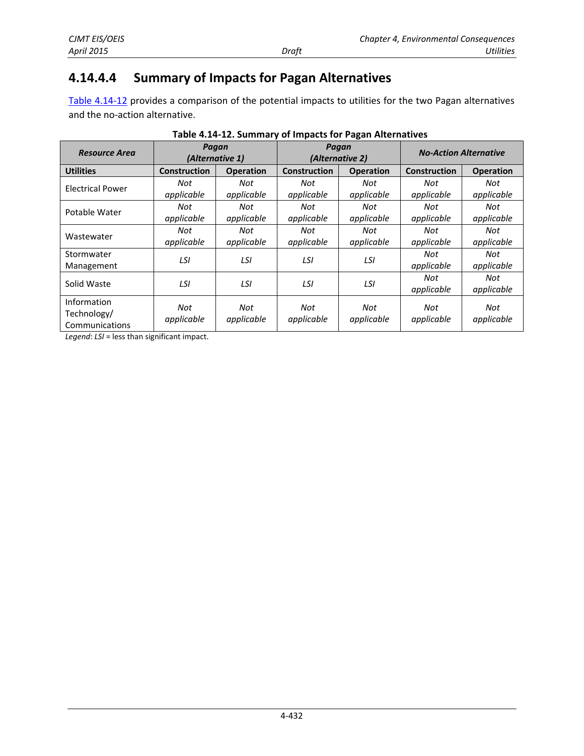### 4.14.4.4 Summary of Impacts for Pagan Alternatives

Table 4.14-12 provides a comparison of the potential impacts to utilities for the two Pagan alternatives and the no-action alternative.

**Table 4.14-12. Summary of Impacts for Pagan Alternatives**

| ***Resource Area*** | ***Pagan (Alternative 1)*** | | ***Pagan (Alternative 2)*** | | ***No-Action Alternative*** | |
|---|---|---|---|---|---|---|
| **Utilities** | **Construction** | **Operation** | **Construction** | **Operation** | **Construction** | **Operation** |
| Electrical Power | *Not applicable* | *Not applicable* | *Not applicable* | *Not applicable* | *Not applicable* | *Not applicable* |
| Potable Water | *Not applicable* | *Not applicable* | *Not applicable* | *Not applicable* | *Not applicable* | *Not applicable* |
| Wastewater | *Not applicable* | *Not applicable* | *Not applicable* | *Not applicable* | *Not applicable* | *Not applicable* |
| Stormwater Management | *LSI* | *LSI* | *LSI* | *LSI* | *Not applicable* | *Not applicable* |
| Solid Waste | *LSI* | *LSI* | *LSI* | *LSI* | *Not applicable* | *Not applicable* |
| Information Technology/ Communications | *Not applicable* | *Not applicable* | *Not applicable* | *Not applicable* | *Not applicable* | *Not applicable* |

*Legend*: *LSI* = less than significant impact.